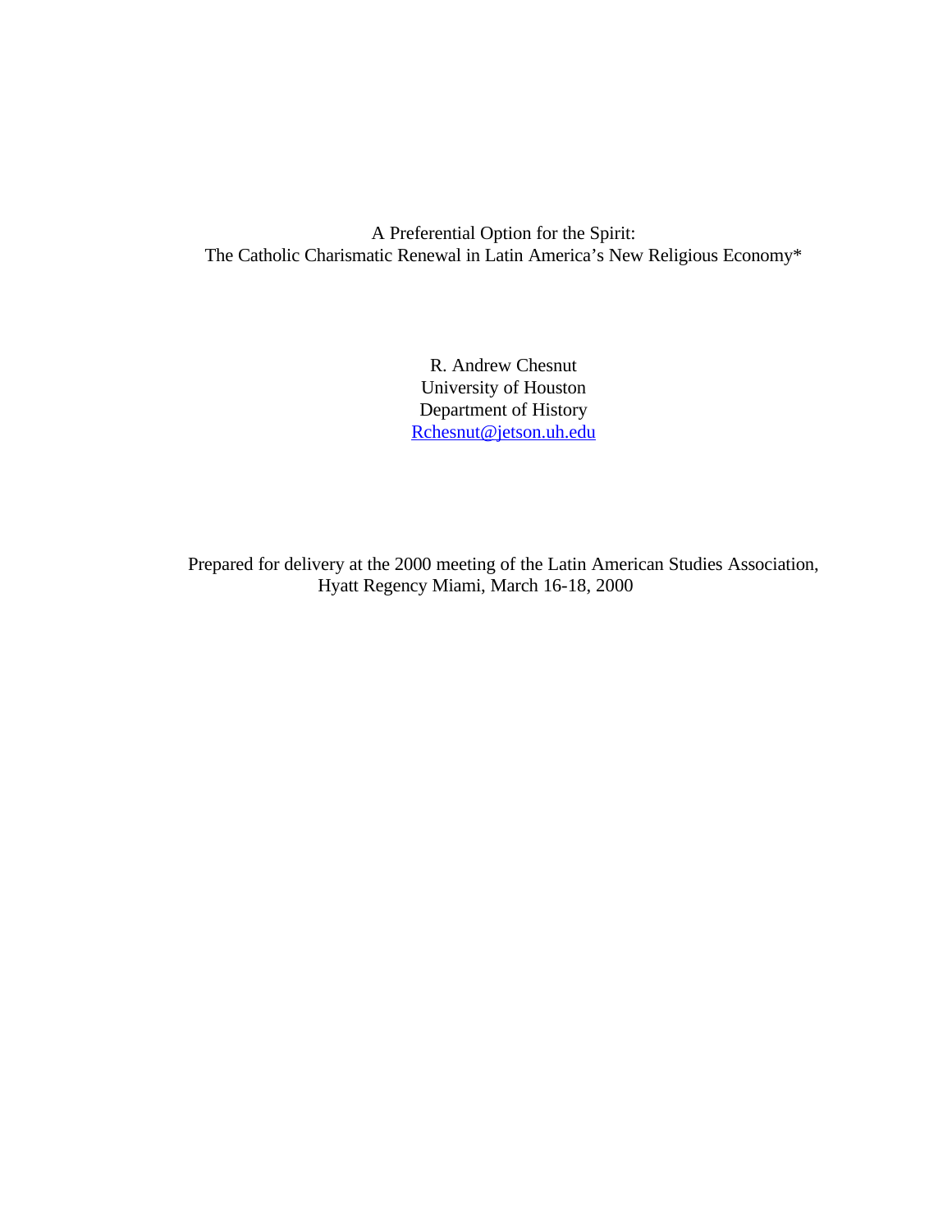# A Preferential Option for the Spirit:
# The Catholic Charismatic Renewal in Latin America's New Religious Economy*

R. Andrew Chesnut
University of Houston
Department of History
Rchesnut@jetson.uh.edu

Prepared for delivery at the 2000 meeting of the Latin American Studies Association,
Hyatt Regency Miami, March 16-18, 2000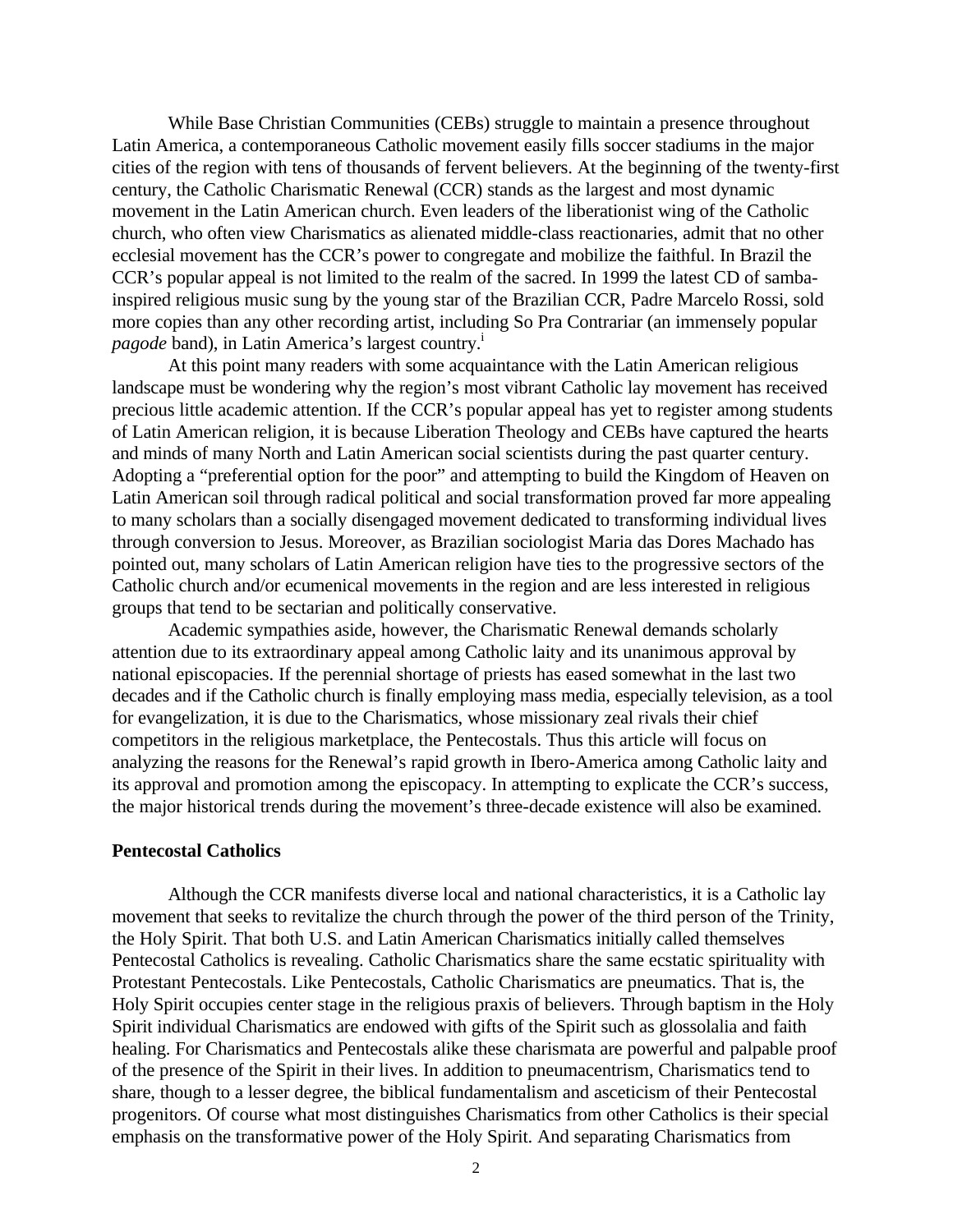While Base Christian Communities (CEBs) struggle to maintain a presence throughout Latin America, a contemporaneous Catholic movement easily fills soccer stadiums in the major cities of the region with tens of thousands of fervent believers. At the beginning of the twenty-first century, the Catholic Charismatic Renewal (CCR) stands as the largest and most dynamic movement in the Latin American church. Even leaders of the liberationist wing of the Catholic church, who often view Charismatics as alienated middle-class reactionaries, admit that no other ecclesial movement has the CCR's power to congregate and mobilize the faithful. In Brazil the CCR's popular appeal is not limited to the realm of the sacred. In 1999 the latest CD of samba-inspired religious music sung by the young star of the Brazilian CCR, Padre Marcelo Rossi, sold more copies than any other recording artist, including So Pra Contrariar (an immensely popular *pagode* band), in Latin America's largest country.[1]

At this point many readers with some acquaintance with the Latin American religious landscape must be wondering why the region's most vibrant Catholic lay movement has received precious little academic attention. If the CCR's popular appeal has yet to register among students of Latin American religion, it is because Liberation Theology and CEBs have captured the hearts and minds of many North and Latin American social scientists during the past quarter century. Adopting a "preferential option for the poor" and attempting to build the Kingdom of Heaven on Latin American soil through radical political and social transformation proved far more appealing to many scholars than a socially disengaged movement dedicated to transforming individual lives through conversion to Jesus. Moreover, as Brazilian sociologist Maria das Dores Machado has pointed out, many scholars of Latin American religion have ties to the progressive sectors of the Catholic church and/or ecumenical movements in the region and are less interested in religious groups that tend to be sectarian and politically conservative.

Academic sympathies aside, however, the Charismatic Renewal demands scholarly attention due to its extraordinary appeal among Catholic laity and its unanimous approval by national episcopacies. If the perennial shortage of priests has eased somewhat in the last two decades and if the Catholic church is finally employing mass media, especially television, as a tool for evangelization, it is due to the Charismatics, whose missionary zeal rivals their chief competitors in the religious marketplace, the Pentecostals. Thus this article will focus on analyzing the reasons for the Renewal's rapid growth in Ibero-America among Catholic laity and its approval and promotion among the episcopacy. In attempting to explicate the CCR's success, the major historical trends during the movement's three-decade existence will also be examined.

## Pentecostal Catholics

Although the CCR manifests diverse local and national characteristics, it is a Catholic lay movement that seeks to revitalize the church through the power of the third person of the Trinity, the Holy Spirit. That both U.S. and Latin American Charismatics initially called themselves Pentecostal Catholics is revealing. Catholic Charismatics share the same ecstatic spirituality with Protestant Pentecostals. Like Pentecostals, Catholic Charismatics are pneumatics. That is, the Holy Spirit occupies center stage in the religious praxis of believers. Through baptism in the Holy Spirit individual Charismatics are endowed with gifts of the Spirit such as glossolalia and faith healing. For Charismatics and Pentecostals alike these charismata are powerful and palpable proof of the presence of the Spirit in their lives. In addition to pneumacentrism, Charismatics tend to share, though to a lesser degree, the biblical fundamentalism and asceticism of their Pentecostal progenitors. Of course what most distinguishes Charismatics from other Catholics is their special emphasis on the transformative power of the Holy Spirit. And separating Charismatics from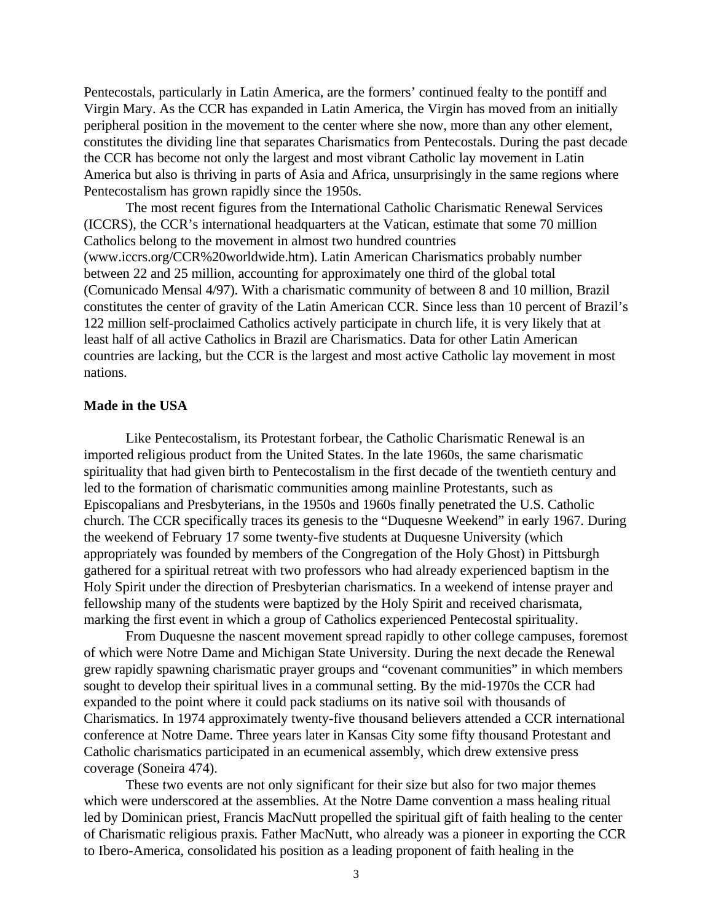Pentecostals, particularly in Latin America, are the formers' continued fealty to the pontiff and Virgin Mary. As the CCR has expanded in Latin America, the Virgin has moved from an initially peripheral position in the movement to the center where she now, more than any other element, constitutes the dividing line that separates Charismatics from Pentecostals. During the past decade the CCR has become not only the largest and most vibrant Catholic lay movement in Latin America but also is thriving in parts of Asia and Africa, unsurprisingly in the same regions where Pentecostalism has grown rapidly since the 1950s.

The most recent figures from the International Catholic Charismatic Renewal Services (ICCRS), the CCR's international headquarters at the Vatican, estimate that some 70 million Catholics belong to the movement in almost two hundred countries (www.iccrs.org/CCR%20worldwide.htm). Latin American Charismatics probably number between 22 and 25 million, accounting for approximately one third of the global total (Comunicado Mensal 4/97). With a charismatic community of between 8 and 10 million, Brazil constitutes the center of gravity of the Latin American CCR. Since less than 10 percent of Brazil's 122 million self-proclaimed Catholics actively participate in church life, it is very likely that at least half of all active Catholics in Brazil are Charismatics. Data for other Latin American countries are lacking, but the CCR is the largest and most active Catholic lay movement in most nations.

**Made in the USA**

Like Pentecostalism, its Protestant forbear, the Catholic Charismatic Renewal is an imported religious product from the United States. In the late 1960s, the same charismatic spirituality that had given birth to Pentecostalism in the first decade of the twentieth century and led to the formation of charismatic communities among mainline Protestants, such as Episcopalians and Presbyterians, in the 1950s and 1960s finally penetrated the U.S. Catholic church. The CCR specifically traces its genesis to the "Duquesne Weekend" in early 1967. During the weekend of February 17 some twenty-five students at Duquesne University (which appropriately was founded by members of the Congregation of the Holy Ghost) in Pittsburgh gathered for a spiritual retreat with two professors who had already experienced baptism in the Holy Spirit under the direction of Presbyterian charismatics. In a weekend of intense prayer and fellowship many of the students were baptized by the Holy Spirit and received charismata, marking the first event in which a group of Catholics experienced Pentecostal spirituality.

From Duquesne the nascent movement spread rapidly to other college campuses, foremost of which were Notre Dame and Michigan State University. During the next decade the Renewal grew rapidly spawning charismatic prayer groups and "covenant communities" in which members sought to develop their spiritual lives in a communal setting. By the mid-1970s the CCR had expanded to the point where it could pack stadiums on its native soil with thousands of Charismatics. In 1974 approximately twenty-five thousand believers attended a CCR international conference at Notre Dame. Three years later in Kansas City some fifty thousand Protestant and Catholic charismatics participated in an ecumenical assembly, which drew extensive press coverage (Soneira 474).

These two events are not only significant for their size but also for two major themes which were underscored at the assemblies. At the Notre Dame convention a mass healing ritual led by Dominican priest, Francis MacNutt propelled the spiritual gift of faith healing to the center of Charismatic religious praxis. Father MacNutt, who already was a pioneer in exporting the CCR to Ibero-America, consolidated his position as a leading proponent of faith healing in the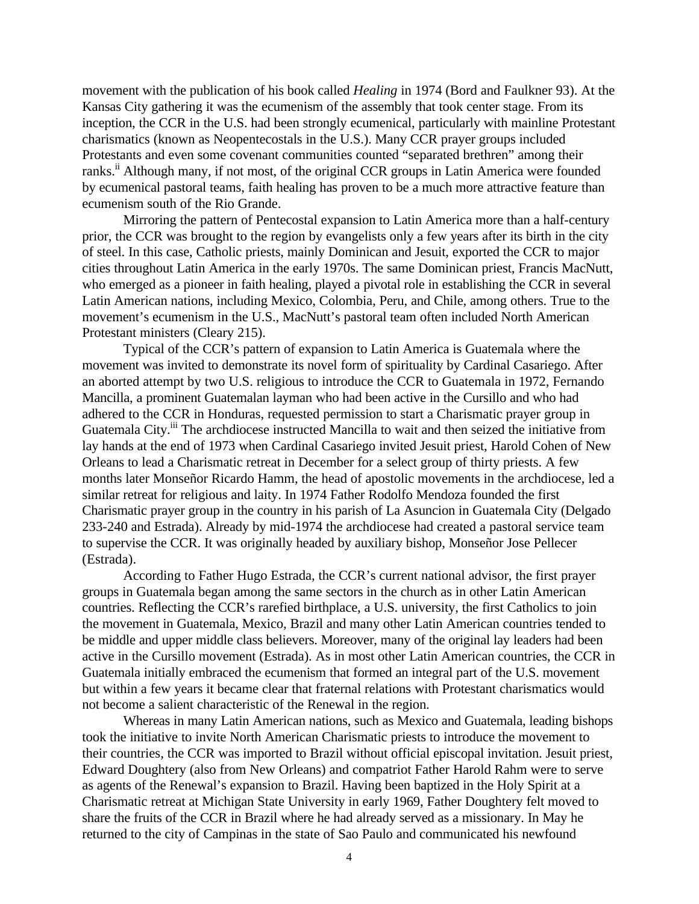movement with the publication of his book called *Healing* in 1974 (Bord and Faulkner 93). At the Kansas City gathering it was the ecumenism of the assembly that took center stage. From its inception, the CCR in the U.S. had been strongly ecumenical, particularly with mainline Protestant charismatics (known as Neopentecostals in the U.S.). Many CCR prayer groups included Protestants and even some covenant communities counted "separated brethren" among their ranks.[ii] Although many, if not most, of the original CCR groups in Latin America were founded by ecumenical pastoral teams, faith healing has proven to be a much more attractive feature than ecumenism south of the Rio Grande.

Mirroring the pattern of Pentecostal expansion to Latin America more than a half-century prior, the CCR was brought to the region by evangelists only a few years after its birth in the city of steel. In this case, Catholic priests, mainly Dominican and Jesuit, exported the CCR to major cities throughout Latin America in the early 1970s. The same Dominican priest, Francis MacNutt, who emerged as a pioneer in faith healing, played a pivotal role in establishing the CCR in several Latin American nations, including Mexico, Colombia, Peru, and Chile, among others. True to the movement's ecumenism in the U.S., MacNutt's pastoral team often included North American Protestant ministers (Cleary 215).

Typical of the CCR's pattern of expansion to Latin America is Guatemala where the movement was invited to demonstrate its novel form of spirituality by Cardinal Casariego. After an aborted attempt by two U.S. religious to introduce the CCR to Guatemala in 1972, Fernando Mancilla, a prominent Guatemalan layman who had been active in the Cursillo and who had adhered to the CCR in Honduras, requested permission to start a Charismatic prayer group in Guatemala City.[iii] The archdiocese instructed Mancilla to wait and then seized the initiative from lay hands at the end of 1973 when Cardinal Casariego invited Jesuit priest, Harold Cohen of New Orleans to lead a Charismatic retreat in December for a select group of thirty priests. A few months later Monseñor Ricardo Hamm, the head of apostolic movements in the archdiocese, led a similar retreat for religious and laity. In 1974 Father Rodolfo Mendoza founded the first Charismatic prayer group in the country in his parish of La Asuncion in Guatemala City (Delgado 233-240 and Estrada). Already by mid-1974 the archdiocese had created a pastoral service team to supervise the CCR. It was originally headed by auxiliary bishop, Monseñor Jose Pellecer (Estrada).

According to Father Hugo Estrada, the CCR's current national advisor, the first prayer groups in Guatemala began among the same sectors in the church as in other Latin American countries. Reflecting the CCR's rarefied birthplace, a U.S. university, the first Catholics to join the movement in Guatemala, Mexico, Brazil and many other Latin American countries tended to be middle and upper middle class believers. Moreover, many of the original lay leaders had been active in the Cursillo movement (Estrada). As in most other Latin American countries, the CCR in Guatemala initially embraced the ecumenism that formed an integral part of the U.S. movement but within a few years it became clear that fraternal relations with Protestant charismatics would not become a salient characteristic of the Renewal in the region.

Whereas in many Latin American nations, such as Mexico and Guatemala, leading bishops took the initiative to invite North American Charismatic priests to introduce the movement to their countries, the CCR was imported to Brazil without official episcopal invitation. Jesuit priest, Edward Doughtery (also from New Orleans) and compatriot Father Harold Rahm were to serve as agents of the Renewal's expansion to Brazil. Having been baptized in the Holy Spirit at a Charismatic retreat at Michigan State University in early 1969, Father Doughtery felt moved to share the fruits of the CCR in Brazil where he had already served as a missionary. In May he returned to the city of Campinas in the state of Sao Paulo and communicated his newfound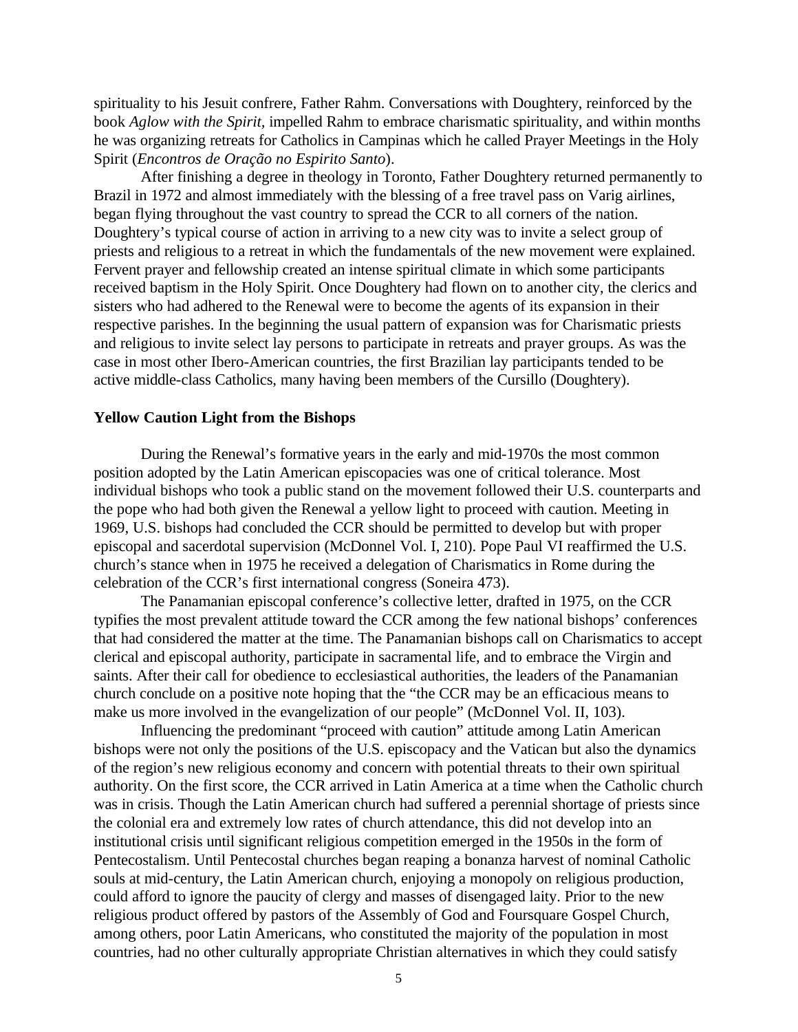spirituality to his Jesuit confrere, Father Rahm. Conversations with Doughtery, reinforced by the book *Aglow with the Spirit,* impelled Rahm to embrace charismatic spirituality, and within months he was organizing retreats for Catholics in Campinas which he called Prayer Meetings in the Holy Spirit (*Encontros de Oração no Espirito Santo*).

After finishing a degree in theology in Toronto, Father Doughtery returned permanently to Brazil in 1972 and almost immediately with the blessing of a free travel pass on Varig airlines, began flying throughout the vast country to spread the CCR to all corners of the nation. Doughtery's typical course of action in arriving to a new city was to invite a select group of priests and religious to a retreat in which the fundamentals of the new movement were explained. Fervent prayer and fellowship created an intense spiritual climate in which some participants received baptism in the Holy Spirit. Once Doughtery had flown on to another city, the clerics and sisters who had adhered to the Renewal were to become the agents of its expansion in their respective parishes. In the beginning the usual pattern of expansion was for Charismatic priests and religious to invite select lay persons to participate in retreats and prayer groups. As was the case in most other Ibero-American countries, the first Brazilian lay participants tended to be active middle-class Catholics, many having been members of the Cursillo (Doughtery).

### Yellow Caution Light from the Bishops

During the Renewal's formative years in the early and mid-1970s the most common position adopted by the Latin American episcopacies was one of critical tolerance. Most individual bishops who took a public stand on the movement followed their U.S. counterparts and the pope who had both given the Renewal a yellow light to proceed with caution. Meeting in 1969, U.S. bishops had concluded the CCR should be permitted to develop but with proper episcopal and sacerdotal supervision (McDonnel Vol. I, 210). Pope Paul VI reaffirmed the U.S. church's stance when in 1975 he received a delegation of Charismatics in Rome during the celebration of the CCR's first international congress (Soneira 473).

The Panamanian episcopal conference's collective letter, drafted in 1975, on the CCR typifies the most prevalent attitude toward the CCR among the few national bishops' conferences that had considered the matter at the time. The Panamanian bishops call on Charismatics to accept clerical and episcopal authority, participate in sacramental life, and to embrace the Virgin and saints. After their call for obedience to ecclesiastical authorities, the leaders of the Panamanian church conclude on a positive note hoping that the "the CCR may be an efficacious means to make us more involved in the evangelization of our people" (McDonnel Vol. II, 103).

Influencing the predominant "proceed with caution" attitude among Latin American bishops were not only the positions of the U.S. episcopacy and the Vatican but also the dynamics of the region's new religious economy and concern with potential threats to their own spiritual authority. On the first score, the CCR arrived in Latin America at a time when the Catholic church was in crisis. Though the Latin American church had suffered a perennial shortage of priests since the colonial era and extremely low rates of church attendance, this did not develop into an institutional crisis until significant religious competition emerged in the 1950s in the form of Pentecostalism. Until Pentecostal churches began reaping a bonanza harvest of nominal Catholic souls at mid-century, the Latin American church, enjoying a monopoly on religious production, could afford to ignore the paucity of clergy and masses of disengaged laity. Prior to the new religious product offered by pastors of the Assembly of God and Foursquare Gospel Church, among others, poor Latin Americans, who constituted the majority of the population in most countries, had no other culturally appropriate Christian alternatives in which they could satisfy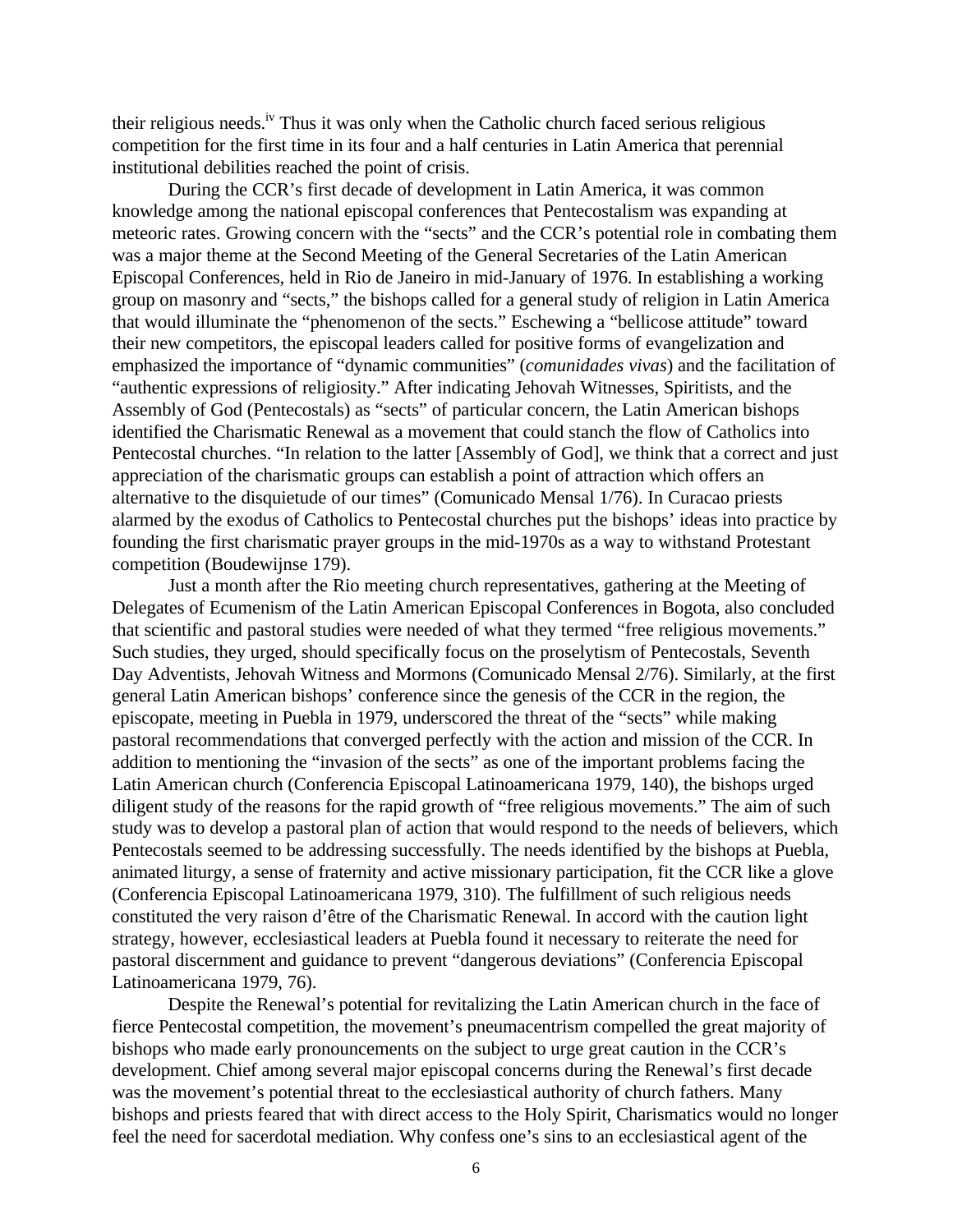their religious needs.[iv] Thus it was only when the Catholic church faced serious religious competition for the first time in its four and a half centuries in Latin America that perennial institutional debilities reached the point of crisis.

During the CCR's first decade of development in Latin America, it was common knowledge among the national episcopal conferences that Pentecostalism was expanding at meteoric rates. Growing concern with the "sects" and the CCR's potential role in combating them was a major theme at the Second Meeting of the General Secretaries of the Latin American Episcopal Conferences, held in Rio de Janeiro in mid-January of 1976. In establishing a working group on masonry and "sects," the bishops called for a general study of religion in Latin America that would illuminate the "phenomenon of the sects." Eschewing a "bellicose attitude" toward their new competitors, the episcopal leaders called for positive forms of evangelization and emphasized the importance of "dynamic communities" (*comunidades vivas*) and the facilitation of "authentic expressions of religiosity." After indicating Jehovah Witnesses, Spiritists, and the Assembly of God (Pentecostals) as "sects" of particular concern, the Latin American bishops identified the Charismatic Renewal as a movement that could stanch the flow of Catholics into Pentecostal churches. "In relation to the latter [Assembly of God], we think that a correct and just appreciation of the charismatic groups can establish a point of attraction which offers an alternative to the disquietude of our times" (Comunicado Mensal 1/76). In Curacao priests alarmed by the exodus of Catholics to Pentecostal churches put the bishops' ideas into practice by founding the first charismatic prayer groups in the mid-1970s as a way to withstand Protestant competition (Boudewijnse 179).

Just a month after the Rio meeting church representatives, gathering at the Meeting of Delegates of Ecumenism of the Latin American Episcopal Conferences in Bogota, also concluded that scientific and pastoral studies were needed of what they termed "free religious movements." Such studies, they urged, should specifically focus on the proselytism of Pentecostals, Seventh Day Adventists, Jehovah Witness and Mormons (Comunicado Mensal 2/76). Similarly, at the first general Latin American bishops' conference since the genesis of the CCR in the region, the episcopate, meeting in Puebla in 1979, underscored the threat of the "sects" while making pastoral recommendations that converged perfectly with the action and mission of the CCR. In addition to mentioning the "invasion of the sects" as one of the important problems facing the Latin American church (Conferencia Episcopal Latinoamericana 1979, 140), the bishops urged diligent study of the reasons for the rapid growth of "free religious movements." The aim of such study was to develop a pastoral plan of action that would respond to the needs of believers, which Pentecostals seemed to be addressing successfully. The needs identified by the bishops at Puebla, animated liturgy, a sense of fraternity and active missionary participation, fit the CCR like a glove (Conferencia Episcopal Latinoamericana 1979, 310). The fulfillment of such religious needs constituted the very raison d'être of the Charismatic Renewal. In accord with the caution light strategy, however, ecclesiastical leaders at Puebla found it necessary to reiterate the need for pastoral discernment and guidance to prevent "dangerous deviations" (Conferencia Episcopal Latinoamericana 1979, 76).

Despite the Renewal's potential for revitalizing the Latin American church in the face of fierce Pentecostal competition, the movement's pneumacentrism compelled the great majority of bishops who made early pronouncements on the subject to urge great caution in the CCR's development. Chief among several major episcopal concerns during the Renewal's first decade was the movement's potential threat to the ecclesiastical authority of church fathers. Many bishops and priests feared that with direct access to the Holy Spirit, Charismatics would no longer feel the need for sacerdotal mediation. Why confess one's sins to an ecclesiastical agent of the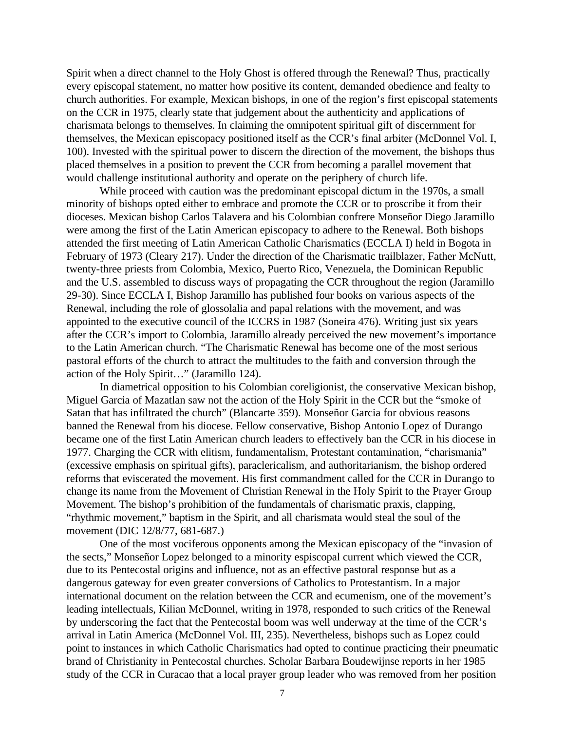Spirit when a direct channel to the Holy Ghost is offered through the Renewal? Thus, practically every episcopal statement, no matter how positive its content, demanded obedience and fealty to church authorities. For example, Mexican bishops, in one of the region's first episcopal statements on the CCR in 1975, clearly state that judgement about the authenticity and applications of charismata belongs to themselves. In claiming the omnipotent spiritual gift of discernment for themselves, the Mexican episcopacy positioned itself as the CCR's final arbiter (McDonnel Vol. I, 100). Invested with the spiritual power to discern the direction of the movement, the bishops thus placed themselves in a position to prevent the CCR from becoming a parallel movement that would challenge institutional authority and operate on the periphery of church life.

While proceed with caution was the predominant episcopal dictum in the 1970s, a small minority of bishops opted either to embrace and promote the CCR or to proscribe it from their dioceses. Mexican bishop Carlos Talavera and his Colombian confrere Monseñor Diego Jaramillo were among the first of the Latin American episcopacy to adhere to the Renewal. Both bishops attended the first meeting of Latin American Catholic Charismatics (ECCLA I) held in Bogota in February of 1973 (Cleary 217). Under the direction of the Charismatic trailblazer, Father McNutt, twenty-three priests from Colombia, Mexico, Puerto Rico, Venezuela, the Dominican Republic and the U.S. assembled to discuss ways of propagating the CCR throughout the region (Jaramillo 29-30). Since ECCLA I, Bishop Jaramillo has published four books on various aspects of the Renewal, including the role of glossolalia and papal relations with the movement, and was appointed to the executive council of the ICCRS in 1987 (Soneira 476). Writing just six years after the CCR's import to Colombia, Jaramillo already perceived the new movement's importance to the Latin American church. "The Charismatic Renewal has become one of the most serious pastoral efforts of the church to attract the multitudes to the faith and conversion through the action of the Holy Spirit…" (Jaramillo 124).

In diametrical opposition to his Colombian coreligionist, the conservative Mexican bishop, Miguel Garcia of Mazatlan saw not the action of the Holy Spirit in the CCR but the "smoke of Satan that has infiltrated the church" (Blancarte 359). Monseñor Garcia for obvious reasons banned the Renewal from his diocese. Fellow conservative, Bishop Antonio Lopez of Durango became one of the first Latin American church leaders to effectively ban the CCR in his diocese in 1977. Charging the CCR with elitism, fundamentalism, Protestant contamination, "charismania" (excessive emphasis on spiritual gifts), paraclericalism, and authoritarianism, the bishop ordered reforms that eviscerated the movement. His first commandment called for the CCR in Durango to change its name from the Movement of Christian Renewal in the Holy Spirit to the Prayer Group Movement. The bishop's prohibition of the fundamentals of charismatic praxis, clapping, "rhythmic movement," baptism in the Spirit, and all charismata would steal the soul of the movement (DIC 12/8/77, 681-687.)

One of the most vociferous opponents among the Mexican episcopacy of the "invasion of the sects," Monseñor Lopez belonged to a minority espiscopal current which viewed the CCR, due to its Pentecostal origins and influence, not as an effective pastoral response but as a dangerous gateway for even greater conversions of Catholics to Protestantism. In a major international document on the relation between the CCR and ecumenism, one of the movement's leading intellectuals, Kilian McDonnel, writing in 1978, responded to such critics of the Renewal by underscoring the fact that the Pentecostal boom was well underway at the time of the CCR's arrival in Latin America (McDonnel Vol. III, 235). Nevertheless, bishops such as Lopez could point to instances in which Catholic Charismatics had opted to continue practicing their pneumatic brand of Christianity in Pentecostal churches. Scholar Barbara Boudewijnse reports in her 1985 study of the CCR in Curacao that a local prayer group leader who was removed from her position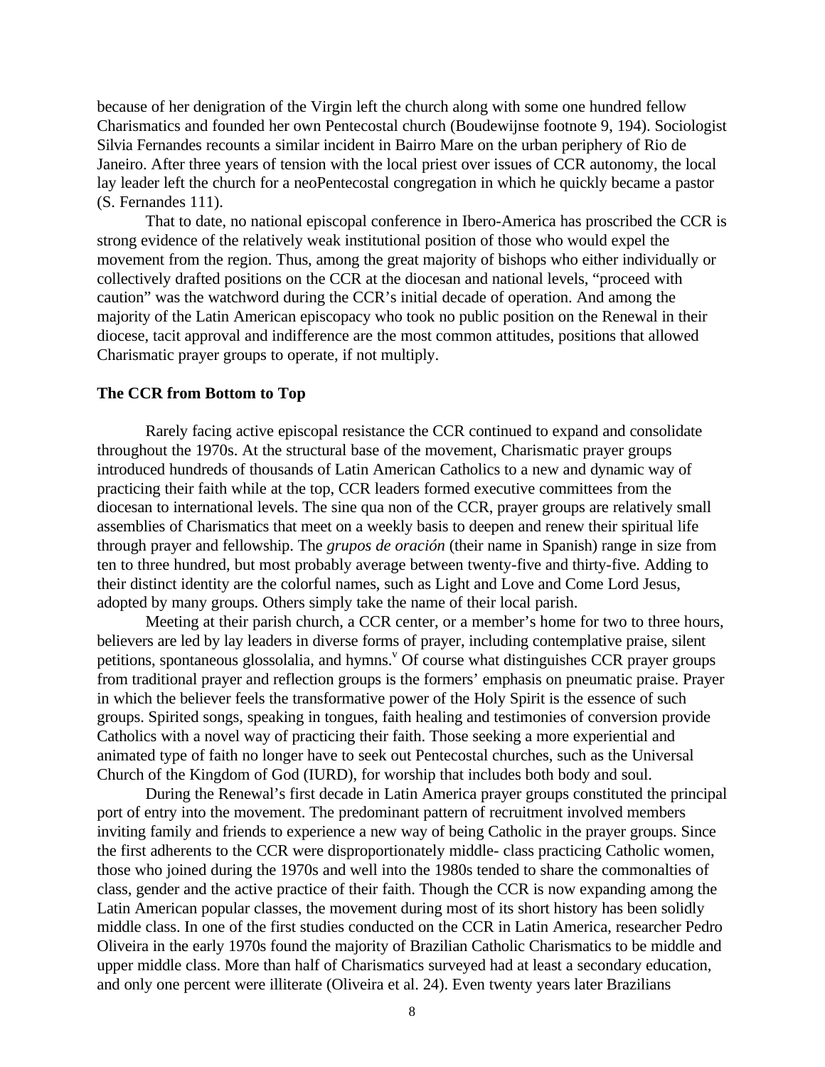because of her denigration of the Virgin left the church along with some one hundred fellow Charismatics and founded her own Pentecostal church (Boudewijnse footnote 9, 194). Sociologist Silvia Fernandes recounts a similar incident in Bairro Mare on the urban periphery of Rio de Janeiro. After three years of tension with the local priest over issues of CCR autonomy, the local lay leader left the church for a neoPentecostal congregation in which he quickly became a pastor (S. Fernandes 111).

That to date, no national episcopal conference in Ibero-America has proscribed the CCR is strong evidence of the relatively weak institutional position of those who would expel the movement from the region. Thus, among the great majority of bishops who either individually or collectively drafted positions on the CCR at the diocesan and national levels, "proceed with caution" was the watchword during the CCR's initial decade of operation. And among the majority of the Latin American episcopacy who took no public position on the Renewal in their diocese, tacit approval and indifference are the most common attitudes, positions that allowed Charismatic prayer groups to operate, if not multiply.

**The CCR from Bottom to Top**

Rarely facing active episcopal resistance the CCR continued to expand and consolidate throughout the 1970s. At the structural base of the movement, Charismatic prayer groups introduced hundreds of thousands of Latin American Catholics to a new and dynamic way of practicing their faith while at the top, CCR leaders formed executive committees from the diocesan to international levels. The sine qua non of the CCR, prayer groups are relatively small assemblies of Charismatics that meet on a weekly basis to deepen and renew their spiritual life through prayer and fellowship. The *grupos de oración* (their name in Spanish) range in size from ten to three hundred, but most probably average between twenty-five and thirty-five. Adding to their distinct identity are the colorful names, such as Light and Love and Come Lord Jesus, adopted by many groups. Others simply take the name of their local parish.

Meeting at their parish church, a CCR center, or a member's home for two to three hours, believers are led by lay leaders in diverse forms of prayer, including contemplative praise, silent petitions, spontaneous glossolalia, and hymns.[v] Of course what distinguishes CCR prayer groups from traditional prayer and reflection groups is the formers' emphasis on pneumatic praise. Prayer in which the believer feels the transformative power of the Holy Spirit is the essence of such groups. Spirited songs, speaking in tongues, faith healing and testimonies of conversion provide Catholics with a novel way of practicing their faith. Those seeking a more experiential and animated type of faith no longer have to seek out Pentecostal churches, such as the Universal Church of the Kingdom of God (IURD), for worship that includes both body and soul.

During the Renewal's first decade in Latin America prayer groups constituted the principal port of entry into the movement. The predominant pattern of recruitment involved members inviting family and friends to experience a new way of being Catholic in the prayer groups. Since the first adherents to the CCR were disproportionately middle- class practicing Catholic women, those who joined during the 1970s and well into the 1980s tended to share the commonalties of class, gender and the active practice of their faith. Though the CCR is now expanding among the Latin American popular classes, the movement during most of its short history has been solidly middle class. In one of the first studies conducted on the CCR in Latin America, researcher Pedro Oliveira in the early 1970s found the majority of Brazilian Catholic Charismatics to be middle and upper middle class. More than half of Charismatics surveyed had at least a secondary education, and only one percent were illiterate (Oliveira et al. 24). Even twenty years later Brazilians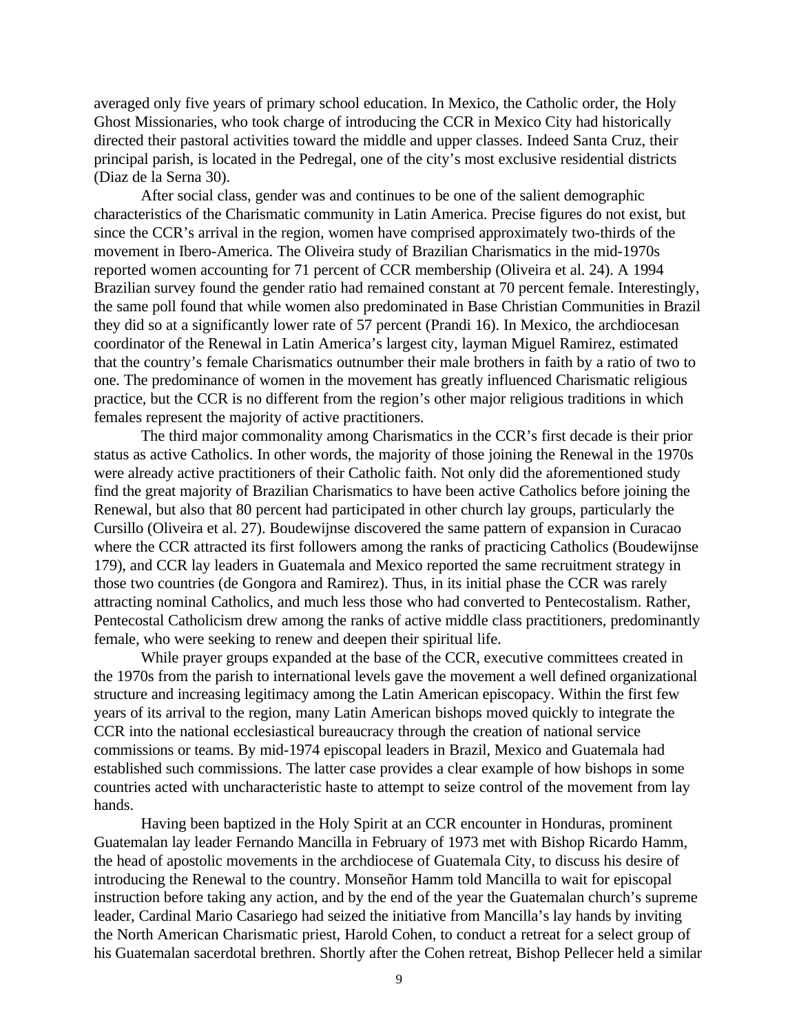averaged only five years of primary school education. In Mexico, the Catholic order, the Holy Ghost Missionaries, who took charge of introducing the CCR in Mexico City had historically directed their pastoral activities toward the middle and upper classes. Indeed Santa Cruz, their principal parish, is located in the Pedregal, one of the city's most exclusive residential districts (Diaz de la Serna 30).

After social class, gender was and continues to be one of the salient demographic characteristics of the Charismatic community in Latin America. Precise figures do not exist, but since the CCR's arrival in the region, women have comprised approximately two-thirds of the movement in Ibero-America. The Oliveira study of Brazilian Charismatics in the mid-1970s reported women accounting for 71 percent of CCR membership (Oliveira et al. 24). A 1994 Brazilian survey found the gender ratio had remained constant at 70 percent female. Interestingly, the same poll found that while women also predominated in Base Christian Communities in Brazil they did so at a significantly lower rate of 57 percent (Prandi 16). In Mexico, the archdiocesan coordinator of the Renewal in Latin America's largest city, layman Miguel Ramirez, estimated that the country's female Charismatics outnumber their male brothers in faith by a ratio of two to one. The predominance of women in the movement has greatly influenced Charismatic religious practice, but the CCR is no different from the region's other major religious traditions in which females represent the majority of active practitioners.

The third major commonality among Charismatics in the CCR's first decade is their prior status as active Catholics. In other words, the majority of those joining the Renewal in the 1970s were already active practitioners of their Catholic faith. Not only did the aforementioned study find the great majority of Brazilian Charismatics to have been active Catholics before joining the Renewal, but also that 80 percent had participated in other church lay groups, particularly the Cursillo (Oliveira et al. 27). Boudewijnse discovered the same pattern of expansion in Curacao where the CCR attracted its first followers among the ranks of practicing Catholics (Boudewijnse 179), and CCR lay leaders in Guatemala and Mexico reported the same recruitment strategy in those two countries (de Gongora and Ramirez). Thus, in its initial phase the CCR was rarely attracting nominal Catholics, and much less those who had converted to Pentecostalism. Rather, Pentecostal Catholicism drew among the ranks of active middle class practitioners, predominantly female, who were seeking to renew and deepen their spiritual life.

While prayer groups expanded at the base of the CCR, executive committees created in the 1970s from the parish to international levels gave the movement a well defined organizational structure and increasing legitimacy among the Latin American episcopacy. Within the first few years of its arrival to the region, many Latin American bishops moved quickly to integrate the CCR into the national ecclesiastical bureaucracy through the creation of national service commissions or teams. By mid-1974 episcopal leaders in Brazil, Mexico and Guatemala had established such commissions. The latter case provides a clear example of how bishops in some countries acted with uncharacteristic haste to attempt to seize control of the movement from lay hands.

Having been baptized in the Holy Spirit at an CCR encounter in Honduras, prominent Guatemalan lay leader Fernando Mancilla in February of 1973 met with Bishop Ricardo Hamm, the head of apostolic movements in the archdiocese of Guatemala City, to discuss his desire of introducing the Renewal to the country. Monseñor Hamm told Mancilla to wait for episcopal instruction before taking any action, and by the end of the year the Guatemalan church's supreme leader, Cardinal Mario Casariego had seized the initiative from Mancilla's lay hands by inviting the North American Charismatic priest, Harold Cohen, to conduct a retreat for a select group of his Guatemalan sacerdotal brethren. Shortly after the Cohen retreat, Bishop Pellecer held a similar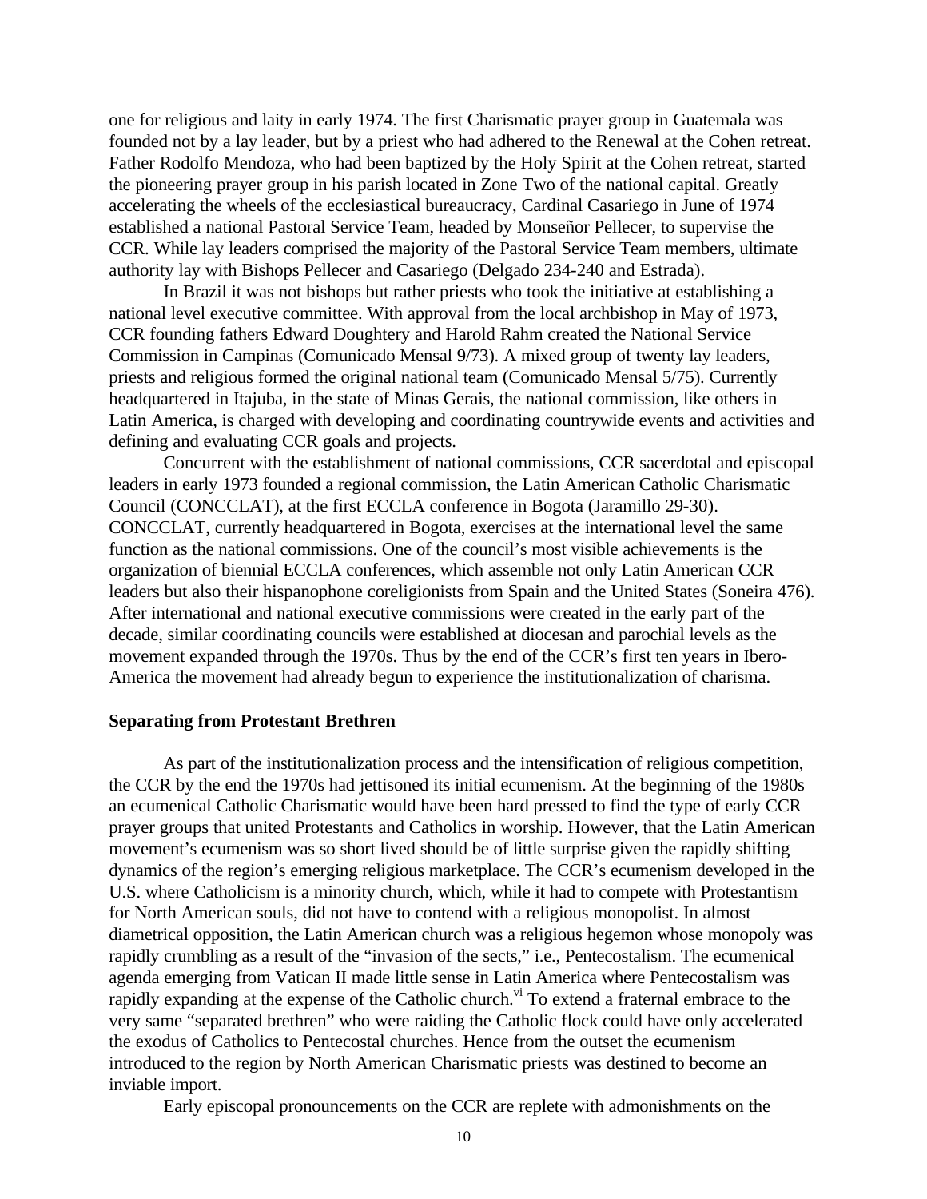one for religious and laity in early 1974. The first Charismatic prayer group in Guatemala was founded not by a lay leader, but by a priest who had adhered to the Renewal at the Cohen retreat. Father Rodolfo Mendoza, who had been baptized by the Holy Spirit at the Cohen retreat, started the pioneering prayer group in his parish located in Zone Two of the national capital. Greatly accelerating the wheels of the ecclesiastical bureaucracy, Cardinal Casariego in June of 1974 established a national Pastoral Service Team, headed by Monseñor Pellecer, to supervise the CCR. While lay leaders comprised the majority of the Pastoral Service Team members, ultimate authority lay with Bishops Pellecer and Casariego (Delgado 234-240 and Estrada).

In Brazil it was not bishops but rather priests who took the initiative at establishing a national level executive committee. With approval from the local archbishop in May of 1973, CCR founding fathers Edward Doughtery and Harold Rahm created the National Service Commission in Campinas (Comunicado Mensal 9/73). A mixed group of twenty lay leaders, priests and religious formed the original national team (Comunicado Mensal 5/75). Currently headquartered in Itajuba, in the state of Minas Gerais, the national commission, like others in Latin America, is charged with developing and coordinating countrywide events and activities and defining and evaluating CCR goals and projects.

Concurrent with the establishment of national commissions, CCR sacerdotal and episcopal leaders in early 1973 founded a regional commission, the Latin American Catholic Charismatic Council (CONCCLAT), at the first ECCLA conference in Bogota (Jaramillo 29-30). CONCCLAT, currently headquartered in Bogota, exercises at the international level the same function as the national commissions. One of the council's most visible achievements is the organization of biennial ECCLA conferences, which assemble not only Latin American CCR leaders but also their hispanophone coreligionists from Spain and the United States (Soneira 476). After international and national executive commissions were created in the early part of the decade, similar coordinating councils were established at diocesan and parochial levels as the movement expanded through the 1970s. Thus by the end of the CCR's first ten years in Ibero-America the movement had already begun to experience the institutionalization of charisma.

**Separating from Protestant Brethren**

As part of the institutionalization process and the intensification of religious competition, the CCR by the end the 1970s had jettisoned its initial ecumenism. At the beginning of the 1980s an ecumenical Catholic Charismatic would have been hard pressed to find the type of early CCR prayer groups that united Protestants and Catholics in worship. However, that the Latin American movement's ecumenism was so short lived should be of little surprise given the rapidly shifting dynamics of the region's emerging religious marketplace. The CCR's ecumenism developed in the U.S. where Catholicism is a minority church, which, while it had to compete with Protestantism for North American souls, did not have to contend with a religious monopolist. In almost diametrical opposition, the Latin American church was a religious hegemon whose monopoly was rapidly crumbling as a result of the "invasion of the sects," i.e., Pentecostalism. The ecumenical agenda emerging from Vatican II made little sense in Latin America where Pentecostalism was rapidly expanding at the expense of the Catholic church.[vi] To extend a fraternal embrace to the very same "separated brethren" who were raiding the Catholic flock could have only accelerated the exodus of Catholics to Pentecostal churches. Hence from the outset the ecumenism introduced to the region by North American Charismatic priests was destined to become an inviable import.

Early episcopal pronouncements on the CCR are replete with admonishments on the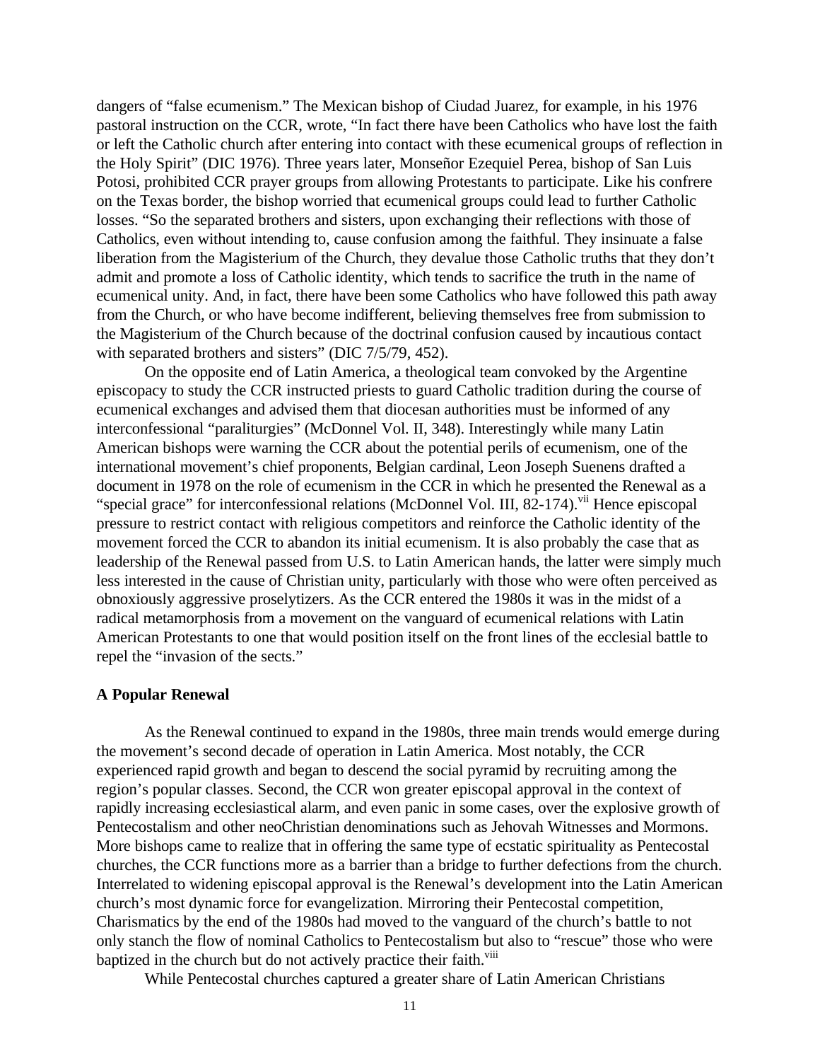dangers of “false ecumenism.” The Mexican bishop of Ciudad Juarez, for example, in his 1976 pastoral instruction on the CCR, wrote, “In fact there have been Catholics who have lost the faith or left the Catholic church after entering into contact with these ecumenical groups of reflection in the Holy Spirit” (DIC 1976). Three years later, Monseñor Ezequiel Perea, bishop of San Luis Potosi, prohibited CCR prayer groups from allowing Protestants to participate. Like his confrere on the Texas border, the bishop worried that ecumenical groups could lead to further Catholic losses. “So the separated brothers and sisters, upon exchanging their reflections with those of Catholics, even without intending to, cause confusion among the faithful. They insinuate a false liberation from the Magisterium of the Church, they devalue those Catholic truths that they don’t admit and promote a loss of Catholic identity, which tends to sacrifice the truth in the name of ecumenical unity. And, in fact, there have been some Catholics who have followed this path away from the Church, or who have become indifferent, believing themselves free from submission to the Magisterium of the Church because of the doctrinal confusion caused by incautious contact with separated brothers and sisters” (DIC 7/5/79, 452).

On the opposite end of Latin America, a theological team convoked by the Argentine episcopacy to study the CCR instructed priests to guard Catholic tradition during the course of ecumenical exchanges and advised them that diocesan authorities must be informed of any interconfessional “paraliturgies” (McDonnel Vol. II, 348). Interestingly while many Latin American bishops were warning the CCR about the potential perils of ecumenism, one of the international movement’s chief proponents, Belgian cardinal, Leon Joseph Suenens drafted a document in 1978 on the role of ecumenism in the CCR in which he presented the Renewal as a “special grace” for interconfessional relations (McDonnel Vol. III, 82-174).[vii] Hence episcopal pressure to restrict contact with religious competitors and reinforce the Catholic identity of the movement forced the CCR to abandon its initial ecumenism. It is also probably the case that as leadership of the Renewal passed from U.S. to Latin American hands, the latter were simply much less interested in the cause of Christian unity, particularly with those who were often perceived as obnoxiously aggressive proselytizers. As the CCR entered the 1980s it was in the midst of a radical metamorphosis from a movement on the vanguard of ecumenical relations with Latin American Protestants to one that would position itself on the front lines of the ecclesial battle to repel the “invasion of the sects.”

**A Popular Renewal**

As the Renewal continued to expand in the 1980s, three main trends would emerge during the movement’s second decade of operation in Latin America. Most notably, the CCR experienced rapid growth and began to descend the social pyramid by recruiting among the region’s popular classes. Second, the CCR won greater episcopal approval in the context of rapidly increasing ecclesiastical alarm, and even panic in some cases, over the explosive growth of Pentecostalism and other neoChristian denominations such as Jehovah Witnesses and Mormons. More bishops came to realize that in offering the same type of ecstatic spirituality as Pentecostal churches, the CCR functions more as a barrier than a bridge to further defections from the church. Interrelated to widening episcopal approval is the Renewal’s development into the Latin American church’s most dynamic force for evangelization. Mirroring their Pentecostal competition, Charismatics by the end of the 1980s had moved to the vanguard of the church’s battle to not only stanch the flow of nominal Catholics to Pentecostalism but also to “rescue” those who were baptized in the church but do not actively practice their faith.[viii]

While Pentecostal churches captured a greater share of Latin American Christians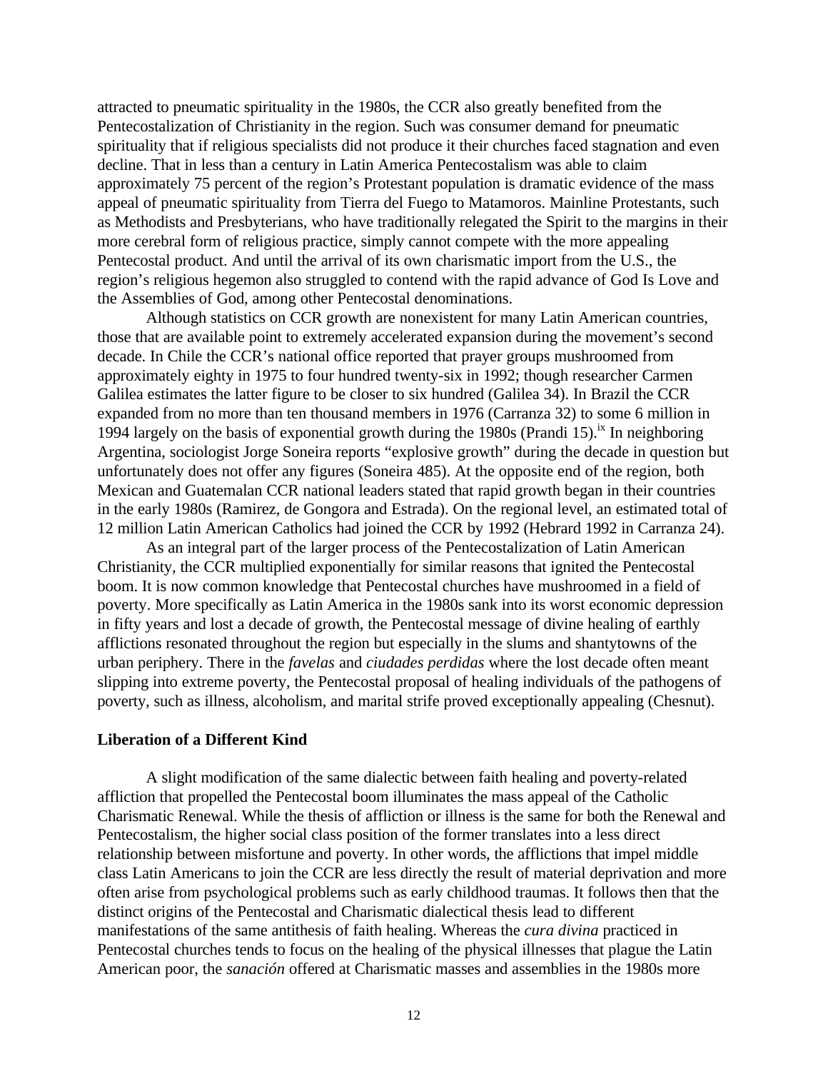attracted to pneumatic spirituality in the 1980s, the CCR also greatly benefited from the Pentecostalization of Christianity in the region. Such was consumer demand for pneumatic spirituality that if religious specialists did not produce it their churches faced stagnation and even decline. That in less than a century in Latin America Pentecostalism was able to claim approximately 75 percent of the region's Protestant population is dramatic evidence of the mass appeal of pneumatic spirituality from Tierra del Fuego to Matamoros. Mainline Protestants, such as Methodists and Presbyterians, who have traditionally relegated the Spirit to the margins in their more cerebral form of religious practice, simply cannot compete with the more appealing Pentecostal product. And until the arrival of its own charismatic import from the U.S., the region's religious hegemon also struggled to contend with the rapid advance of God Is Love and the Assemblies of God, among other Pentecostal denominations.

Although statistics on CCR growth are nonexistent for many Latin American countries, those that are available point to extremely accelerated expansion during the movement's second decade. In Chile the CCR's national office reported that prayer groups mushroomed from approximately eighty in 1975 to four hundred twenty-six in 1992; though researcher Carmen Galilea estimates the latter figure to be closer to six hundred (Galilea 34). In Brazil the CCR expanded from no more than ten thousand members in 1976 (Carranza 32) to some 6 million in 1994 largely on the basis of exponential growth during the 1980s (Prandi 15).[ix] In neighboring Argentina, sociologist Jorge Soneira reports "explosive growth" during the decade in question but unfortunately does not offer any figures (Soneira 485). At the opposite end of the region, both Mexican and Guatemalan CCR national leaders stated that rapid growth began in their countries in the early 1980s (Ramirez, de Gongora and Estrada). On the regional level, an estimated total of 12 million Latin American Catholics had joined the CCR by 1992 (Hebrard 1992 in Carranza 24).

As an integral part of the larger process of the Pentecostalization of Latin American Christianity, the CCR multiplied exponentially for similar reasons that ignited the Pentecostal boom. It is now common knowledge that Pentecostal churches have mushroomed in a field of poverty. More specifically as Latin America in the 1980s sank into its worst economic depression in fifty years and lost a decade of growth, the Pentecostal message of divine healing of earthly afflictions resonated throughout the region but especially in the slums and shantytowns of the urban periphery. There in the *favelas* and *ciudades perdidas* where the lost decade often meant slipping into extreme poverty, the Pentecostal proposal of healing individuals of the pathogens of poverty, such as illness, alcoholism, and marital strife proved exceptionally appealing (Chesnut).

**Liberation of a Different Kind**

A slight modification of the same dialectic between faith healing and poverty-related affliction that propelled the Pentecostal boom illuminates the mass appeal of the Catholic Charismatic Renewal. While the thesis of affliction or illness is the same for both the Renewal and Pentecostalism, the higher social class position of the former translates into a less direct relationship between misfortune and poverty. In other words, the afflictions that impel middle class Latin Americans to join the CCR are less directly the result of material deprivation and more often arise from psychological problems such as early childhood traumas. It follows then that the distinct origins of the Pentecostal and Charismatic dialectical thesis lead to different manifestations of the same antithesis of faith healing. Whereas the *cura divina* practiced in Pentecostal churches tends to focus on the healing of the physical illnesses that plague the Latin American poor, the *sanación* offered at Charismatic masses and assemblies in the 1980s more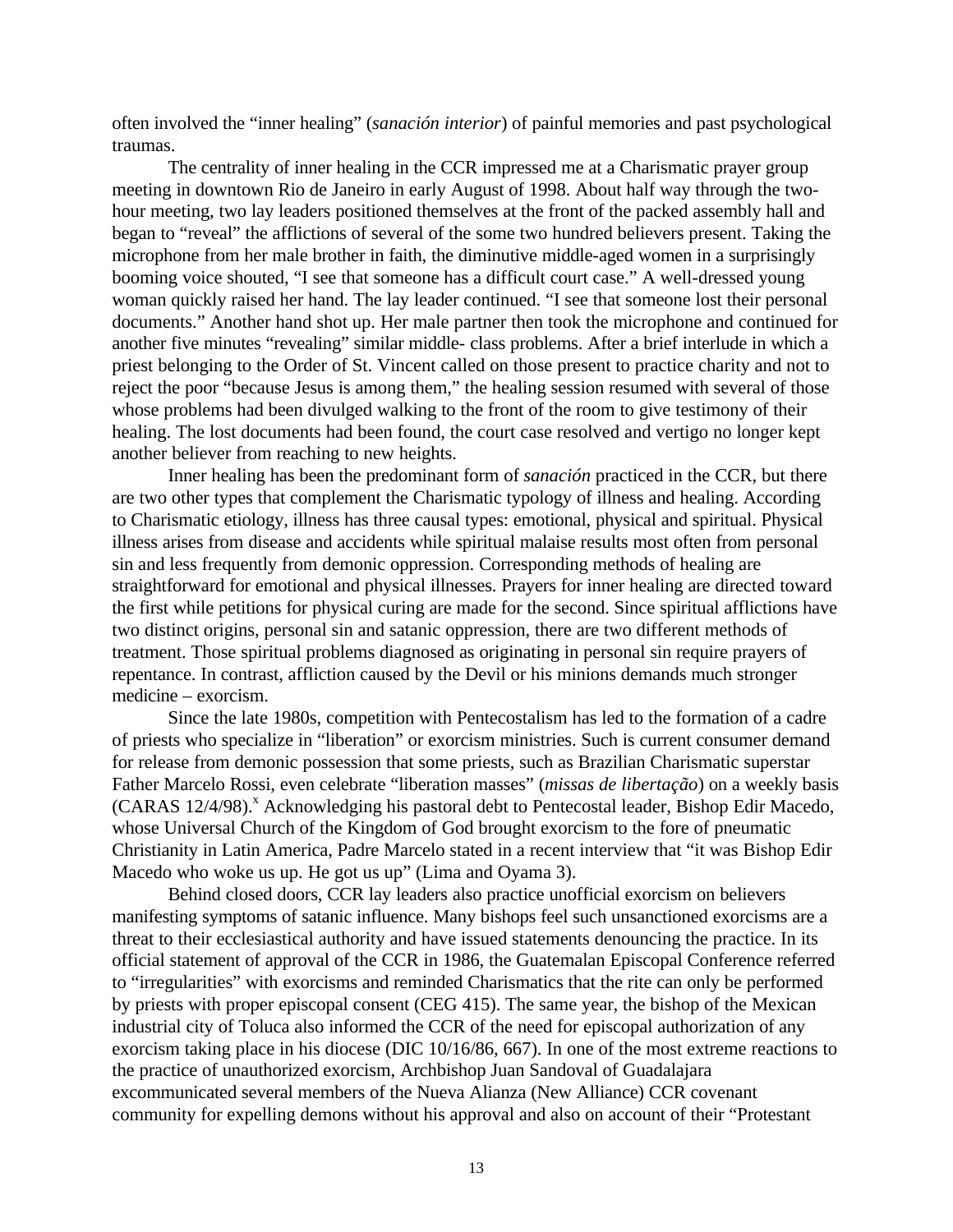often involved the "inner healing" (*sanación interior*) of painful memories and past psychological traumas.

The centrality of inner healing in the CCR impressed me at a Charismatic prayer group meeting in downtown Rio de Janeiro in early August of 1998. About half way through the two-hour meeting, two lay leaders positioned themselves at the front of the packed assembly hall and began to "reveal" the afflictions of several of the some two hundred believers present. Taking the microphone from her male brother in faith, the diminutive middle-aged women in a surprisingly booming voice shouted, "I see that someone has a difficult court case." A well-dressed young woman quickly raised her hand. The lay leader continued. "I see that someone lost their personal documents." Another hand shot up. Her male partner then took the microphone and continued for another five minutes "revealing" similar middle- class problems. After a brief interlude in which a priest belonging to the Order of St. Vincent called on those present to practice charity and not to reject the poor "because Jesus is among them," the healing session resumed with several of those whose problems had been divulged walking to the front of the room to give testimony of their healing. The lost documents had been found, the court case resolved and vertigo no longer kept another believer from reaching to new heights.

Inner healing has been the predominant form of *sanación* practiced in the CCR, but there are two other types that complement the Charismatic typology of illness and healing. According to Charismatic etiology, illness has three causal types: emotional, physical and spiritual. Physical illness arises from disease and accidents while spiritual malaise results most often from personal sin and less frequently from demonic oppression. Corresponding methods of healing are straightforward for emotional and physical illnesses. Prayers for inner healing are directed toward the first while petitions for physical curing are made for the second. Since spiritual afflictions have two distinct origins, personal sin and satanic oppression, there are two different methods of treatment. Those spiritual problems diagnosed as originating in personal sin require prayers of repentance. In contrast, affliction caused by the Devil or his minions demands much stronger medicine – exorcism.

Since the late 1980s, competition with Pentecostalism has led to the formation of a cadre of priests who specialize in "liberation" or exorcism ministries. Such is current consumer demand for release from demonic possession that some priests, such as Brazilian Charismatic superstar Father Marcelo Rossi, even celebrate "liberation masses" (*missas de libertação*) on a weekly basis (CARAS 12/4/98).[x] Acknowledging his pastoral debt to Pentecostal leader, Bishop Edir Macedo, whose Universal Church of the Kingdom of God brought exorcism to the fore of pneumatic Christianity in Latin America, Padre Marcelo stated in a recent interview that "it was Bishop Edir Macedo who woke us up. He got us up" (Lima and Oyama 3).

Behind closed doors, CCR lay leaders also practice unofficial exorcism on believers manifesting symptoms of satanic influence. Many bishops feel such unsanctioned exorcisms are a threat to their ecclesiastical authority and have issued statements denouncing the practice. In its official statement of approval of the CCR in 1986, the Guatemalan Episcopal Conference referred to "irregularities" with exorcisms and reminded Charismatics that the rite can only be performed by priests with proper episcopal consent (CEG 415). The same year, the bishop of the Mexican industrial city of Toluca also informed the CCR of the need for episcopal authorization of any exorcism taking place in his diocese (DIC 10/16/86, 667). In one of the most extreme reactions to the practice of unauthorized exorcism, Archbishop Juan Sandoval of Guadalajara excommunicated several members of the Nueva Alianza (New Alliance) CCR covenant community for expelling demons without his approval and also on account of their "Protestant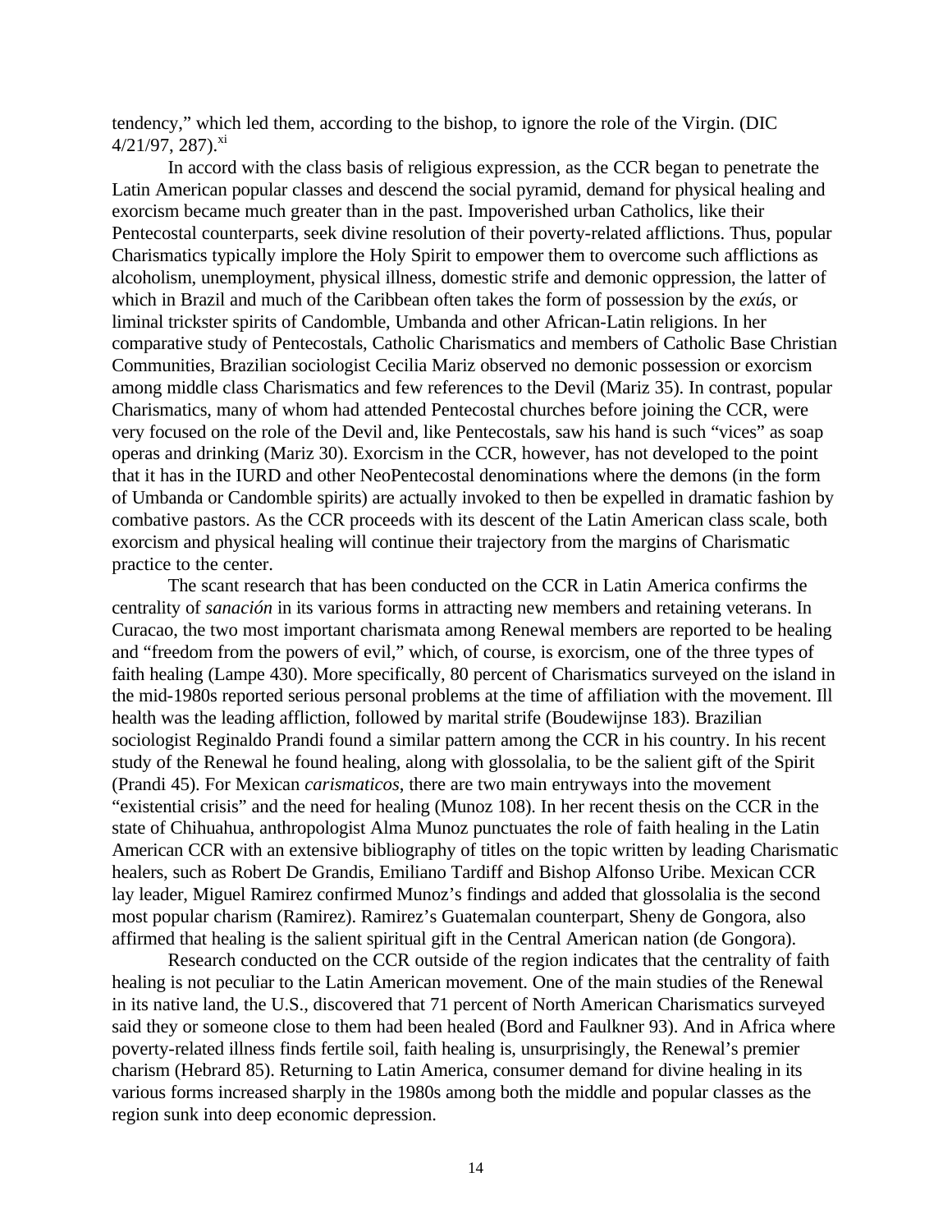tendency," which led them, according to the bishop, to ignore the role of the Virgin. (DIC 4/21/97, 287).[xi]

In accord with the class basis of religious expression, as the CCR began to penetrate the Latin American popular classes and descend the social pyramid, demand for physical healing and exorcism became much greater than in the past. Impoverished urban Catholics, like their Pentecostal counterparts, seek divine resolution of their poverty-related afflictions. Thus, popular Charismatics typically implore the Holy Spirit to empower them to overcome such afflictions as alcoholism, unemployment, physical illness, domestic strife and demonic oppression, the latter of which in Brazil and much of the Caribbean often takes the form of possession by the *exús*, or liminal trickster spirits of Candomble, Umbanda and other African-Latin religions. In her comparative study of Pentecostals, Catholic Charismatics and members of Catholic Base Christian Communities, Brazilian sociologist Cecilia Mariz observed no demonic possession or exorcism among middle class Charismatics and few references to the Devil (Mariz 35). In contrast, popular Charismatics, many of whom had attended Pentecostal churches before joining the CCR, were very focused on the role of the Devil and, like Pentecostals, saw his hand is such "vices" as soap operas and drinking (Mariz 30). Exorcism in the CCR, however, has not developed to the point that it has in the IURD and other NeoPentecostal denominations where the demons (in the form of Umbanda or Candomble spirits) are actually invoked to then be expelled in dramatic fashion by combative pastors. As the CCR proceeds with its descent of the Latin American class scale, both exorcism and physical healing will continue their trajectory from the margins of Charismatic practice to the center.

The scant research that has been conducted on the CCR in Latin America confirms the centrality of *sanación* in its various forms in attracting new members and retaining veterans. In Curacao, the two most important charismata among Renewal members are reported to be healing and "freedom from the powers of evil," which, of course, is exorcism, one of the three types of faith healing (Lampe 430). More specifically, 80 percent of Charismatics surveyed on the island in the mid-1980s reported serious personal problems at the time of affiliation with the movement. Ill health was the leading affliction, followed by marital strife (Boudewijnse 183). Brazilian sociologist Reginaldo Prandi found a similar pattern among the CCR in his country. In his recent study of the Renewal he found healing, along with glossolalia, to be the salient gift of the Spirit (Prandi 45). For Mexican *carismaticos*, there are two main entryways into the movement "existential crisis" and the need for healing (Munoz 108). In her recent thesis on the CCR in the state of Chihuahua, anthropologist Alma Munoz punctuates the role of faith healing in the Latin American CCR with an extensive bibliography of titles on the topic written by leading Charismatic healers, such as Robert De Grandis, Emiliano Tardiff and Bishop Alfonso Uribe. Mexican CCR lay leader, Miguel Ramirez confirmed Munoz's findings and added that glossolalia is the second most popular charism (Ramirez). Ramirez's Guatemalan counterpart, Sheny de Gongora, also affirmed that healing is the salient spiritual gift in the Central American nation (de Gongora).

Research conducted on the CCR outside of the region indicates that the centrality of faith healing is not peculiar to the Latin American movement. One of the main studies of the Renewal in its native land, the U.S., discovered that 71 percent of North American Charismatics surveyed said they or someone close to them had been healed (Bord and Faulkner 93). And in Africa where poverty-related illness finds fertile soil, faith healing is, unsurprisingly, the Renewal's premier charism (Hebrard 85). Returning to Latin America, consumer demand for divine healing in its various forms increased sharply in the 1980s among both the middle and popular classes as the region sunk into deep economic depression.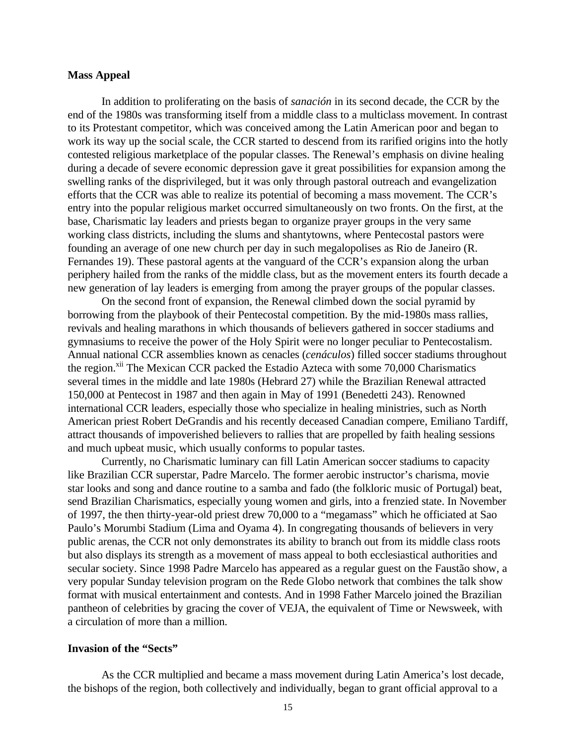## Mass Appeal

In addition to proliferating on the basis of *sanación* in its second decade, the CCR by the end of the 1980s was transforming itself from a middle class to a multiclass movement. In contrast to its Protestant competitor, which was conceived among the Latin American poor and began to work its way up the social scale, the CCR started to descend from its rarified origins into the hotly contested religious marketplace of the popular classes. The Renewal's emphasis on divine healing during a decade of severe economic depression gave it great possibilities for expansion among the swelling ranks of the disprivileged, but it was only through pastoral outreach and evangelization efforts that the CCR was able to realize its potential of becoming a mass movement. The CCR's entry into the popular religious market occurred simultaneously on two fronts. On the first, at the base, Charismatic lay leaders and priests began to organize prayer groups in the very same working class districts, including the slums and shantytowns, where Pentecostal pastors were founding an average of one new church per day in such megalopolises as Rio de Janeiro (R. Fernandes 19). These pastoral agents at the vanguard of the CCR's expansion along the urban periphery hailed from the ranks of the middle class, but as the movement enters its fourth decade a new generation of lay leaders is emerging from among the prayer groups of the popular classes.

On the second front of expansion, the Renewal climbed down the social pyramid by borrowing from the playbook of their Pentecostal competition. By the mid-1980s mass rallies, revivals and healing marathons in which thousands of believers gathered in soccer stadiums and gymnasiums to receive the power of the Holy Spirit were no longer peculiar to Pentecostalism. Annual national CCR assemblies known as cenacles (*cenáculos*) filled soccer stadiums throughout the region.[xii] The Mexican CCR packed the Estadio Azteca with some 70,000 Charismatics several times in the middle and late 1980s (Hebrard 27) while the Brazilian Renewal attracted 150,000 at Pentecost in 1987 and then again in May of 1991 (Benedetti 243). Renowned international CCR leaders, especially those who specialize in healing ministries, such as North American priest Robert DeGrandis and his recently deceased Canadian compere, Emiliano Tardiff, attract thousands of impoverished believers to rallies that are propelled by faith healing sessions and much upbeat music, which usually conforms to popular tastes.

Currently, no Charismatic luminary can fill Latin American soccer stadiums to capacity like Brazilian CCR superstar, Padre Marcelo. The former aerobic instructor's charisma, movie star looks and song and dance routine to a samba and fado (the folkloric music of Portugal) beat, send Brazilian Charismatics, especially young women and girls, into a frenzied state. In November of 1997, the then thirty-year-old priest drew 70,000 to a "megamass" which he officiated at Sao Paulo's Morumbi Stadium (Lima and Oyama 4). In congregating thousands of believers in very public arenas, the CCR not only demonstrates its ability to branch out from its middle class roots but also displays its strength as a movement of mass appeal to both ecclesiastical authorities and secular society. Since 1998 Padre Marcelo has appeared as a regular guest on the Faustão show, a very popular Sunday television program on the Rede Globo network that combines the talk show format with musical entertainment and contests. And in 1998 Father Marcelo joined the Brazilian pantheon of celebrities by gracing the cover of VEJA, the equivalent of Time or Newsweek, with a circulation of more than a million.

## Invasion of the "Sects"

As the CCR multiplied and became a mass movement during Latin America's lost decade, the bishops of the region, both collectively and individually, began to grant official approval to a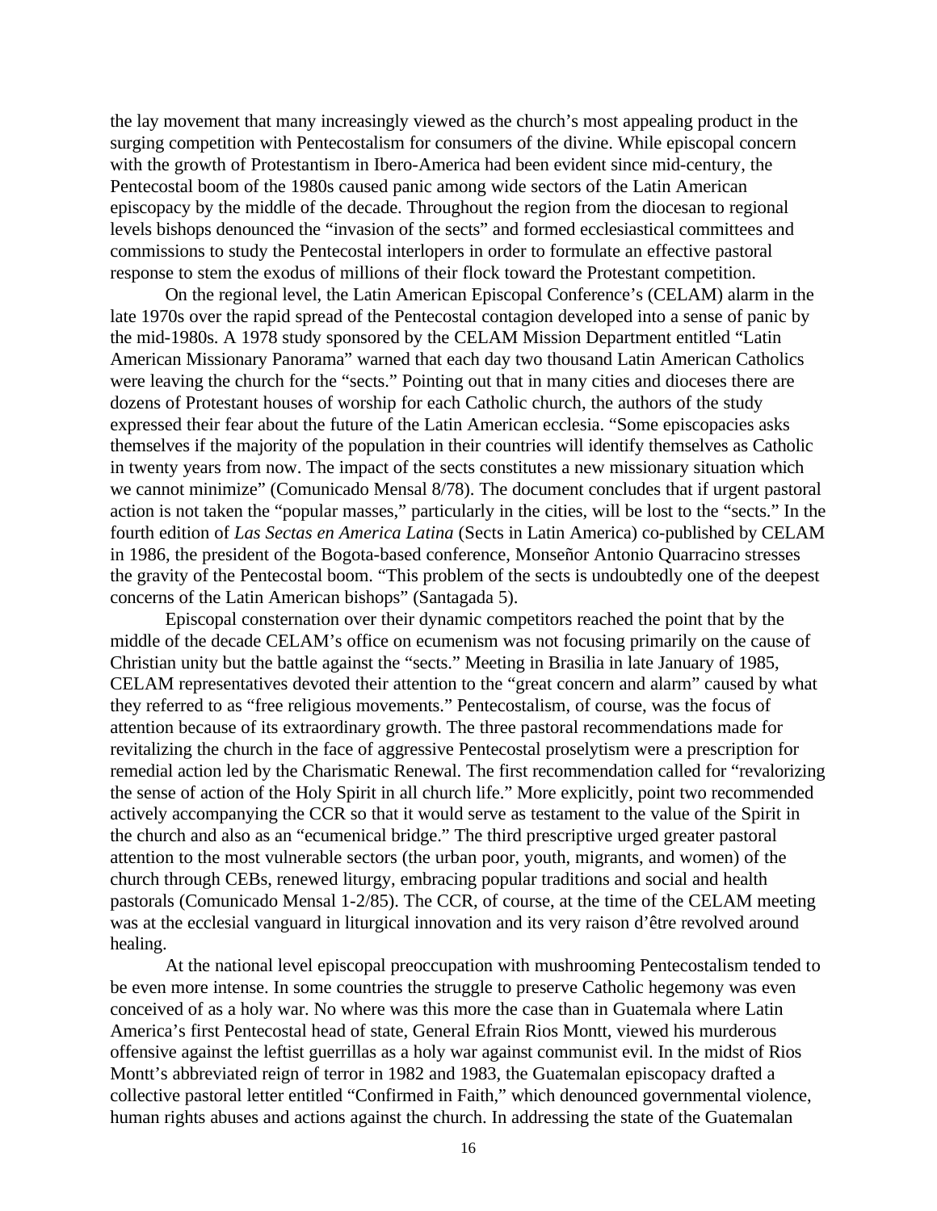the lay movement that many increasingly viewed as the church's most appealing product in the surging competition with Pentecostalism for consumers of the divine. While episcopal concern with the growth of Protestantism in Ibero-America had been evident since mid-century, the Pentecostal boom of the 1980s caused panic among wide sectors of the Latin American episcopacy by the middle of the decade. Throughout the region from the diocesan to regional levels bishops denounced the "invasion of the sects" and formed ecclesiastical committees and commissions to study the Pentecostal interlopers in order to formulate an effective pastoral response to stem the exodus of millions of their flock toward the Protestant competition.

On the regional level, the Latin American Episcopal Conference's (CELAM) alarm in the late 1970s over the rapid spread of the Pentecostal contagion developed into a sense of panic by the mid-1980s. A 1978 study sponsored by the CELAM Mission Department entitled "Latin American Missionary Panorama" warned that each day two thousand Latin American Catholics were leaving the church for the "sects." Pointing out that in many cities and dioceses there are dozens of Protestant houses of worship for each Catholic church, the authors of the study expressed their fear about the future of the Latin American ecclesia. "Some episcopacies asks themselves if the majority of the population in their countries will identify themselves as Catholic in twenty years from now. The impact of the sects constitutes a new missionary situation which we cannot minimize" (Comunicado Mensal 8/78). The document concludes that if urgent pastoral action is not taken the "popular masses," particularly in the cities, will be lost to the "sects." In the fourth edition of *Las Sectas en America Latina* (Sects in Latin America) co-published by CELAM in 1986, the president of the Bogota-based conference, Monseñor Antonio Quarracino stresses the gravity of the Pentecostal boom. "This problem of the sects is undoubtedly one of the deepest concerns of the Latin American bishops" (Santagada 5).

Episcopal consternation over their dynamic competitors reached the point that by the middle of the decade CELAM's office on ecumenism was not focusing primarily on the cause of Christian unity but the battle against the "sects." Meeting in Brasilia in late January of 1985, CELAM representatives devoted their attention to the "great concern and alarm" caused by what they referred to as "free religious movements." Pentecostalism, of course, was the focus of attention because of its extraordinary growth. The three pastoral recommendations made for revitalizing the church in the face of aggressive Pentecostal proselytism were a prescription for remedial action led by the Charismatic Renewal. The first recommendation called for "revalorizing the sense of action of the Holy Spirit in all church life." More explicitly, point two recommended actively accompanying the CCR so that it would serve as testament to the value of the Spirit in the church and also as an "ecumenical bridge." The third prescriptive urged greater pastoral attention to the most vulnerable sectors (the urban poor, youth, migrants, and women) of the church through CEBs, renewed liturgy, embracing popular traditions and social and health pastorals (Comunicado Mensal 1-2/85). The CCR, of course, at the time of the CELAM meeting was at the ecclesial vanguard in liturgical innovation and its very raison d'être revolved around healing.

At the national level episcopal preoccupation with mushrooming Pentecostalism tended to be even more intense. In some countries the struggle to preserve Catholic hegemony was even conceived of as a holy war. No where was this more the case than in Guatemala where Latin America's first Pentecostal head of state, General Efrain Rios Montt, viewed his murderous offensive against the leftist guerrillas as a holy war against communist evil. In the midst of Rios Montt's abbreviated reign of terror in 1982 and 1983, the Guatemalan episcopacy drafted a collective pastoral letter entitled "Confirmed in Faith," which denounced governmental violence, human rights abuses and actions against the church. In addressing the state of the Guatemalan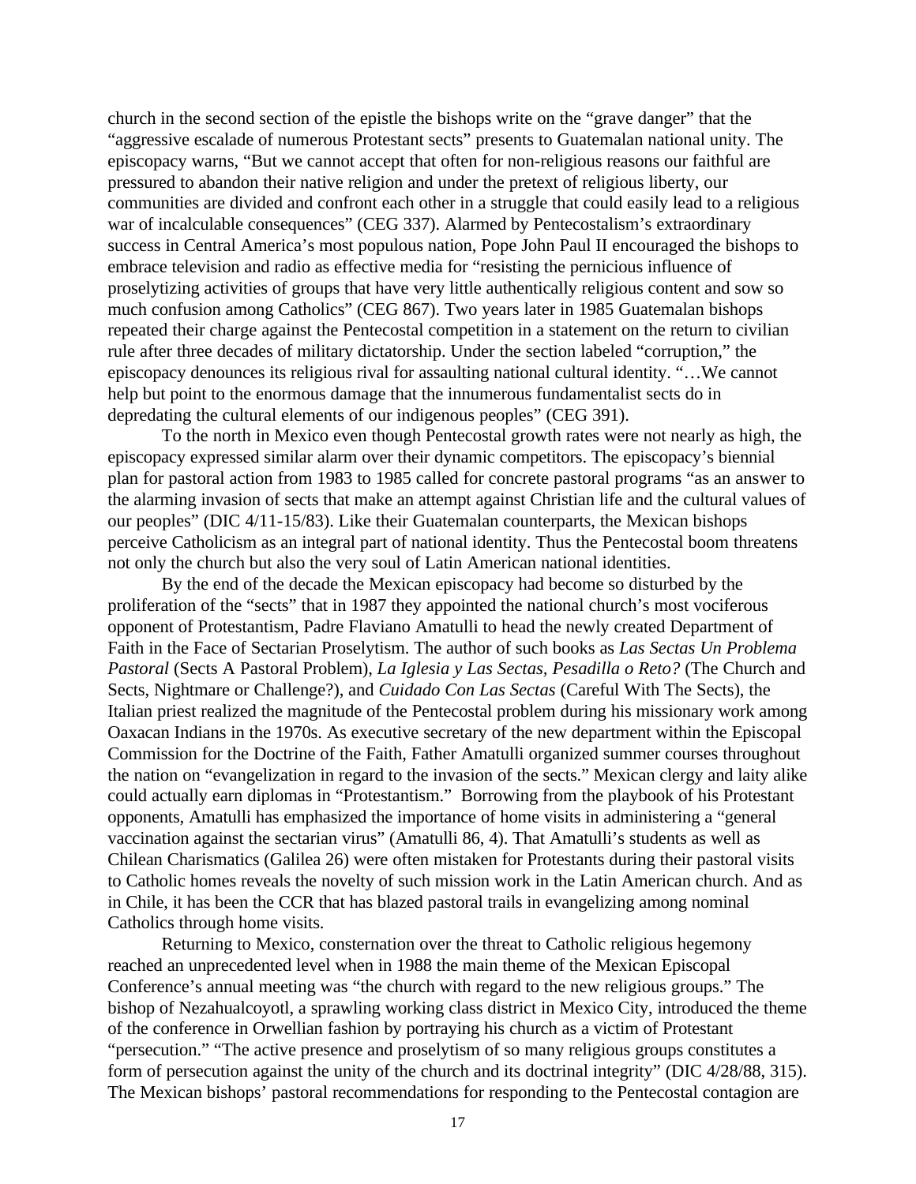church in the second section of the epistle the bishops write on the "grave danger" that the "aggressive escalade of numerous Protestant sects" presents to Guatemalan national unity. The episcopacy warns, "But we cannot accept that often for non-religious reasons our faithful are pressured to abandon their native religion and under the pretext of religious liberty, our communities are divided and confront each other in a struggle that could easily lead to a religious war of incalculable consequences" (CEG 337). Alarmed by Pentecostalism's extraordinary success in Central America's most populous nation, Pope John Paul II encouraged the bishops to embrace television and radio as effective media for "resisting the pernicious influence of proselytizing activities of groups that have very little authentically religious content and sow so much confusion among Catholics" (CEG 867). Two years later in 1985 Guatemalan bishops repeated their charge against the Pentecostal competition in a statement on the return to civilian rule after three decades of military dictatorship. Under the section labeled "corruption," the episcopacy denounces its religious rival for assaulting national cultural identity. "…We cannot help but point to the enormous damage that the innumerous fundamentalist sects do in depredating the cultural elements of our indigenous peoples" (CEG 391).

To the north in Mexico even though Pentecostal growth rates were not nearly as high, the episcopacy expressed similar alarm over their dynamic competitors. The episcopacy's biennial plan for pastoral action from 1983 to 1985 called for concrete pastoral programs "as an answer to the alarming invasion of sects that make an attempt against Christian life and the cultural values of our peoples" (DIC 4/11-15/83). Like their Guatemalan counterparts, the Mexican bishops perceive Catholicism as an integral part of national identity. Thus the Pentecostal boom threatens not only the church but also the very soul of Latin American national identities.

By the end of the decade the Mexican episcopacy had become so disturbed by the proliferation of the "sects" that in 1987 they appointed the national church's most vociferous opponent of Protestantism, Padre Flaviano Amatulli to head the newly created Department of Faith in the Face of Sectarian Proselytism. The author of such books as *Las Sectas Un Problema Pastoral* (Sects A Pastoral Problem), *La Iglesia y Las Sectas, Pesadilla o Reto?* (The Church and Sects, Nightmare or Challenge?), and *Cuidado Con Las Sectas* (Careful With The Sects), the Italian priest realized the magnitude of the Pentecostal problem during his missionary work among Oaxacan Indians in the 1970s. As executive secretary of the new department within the Episcopal Commission for the Doctrine of the Faith, Father Amatulli organized summer courses throughout the nation on "evangelization in regard to the invasion of the sects." Mexican clergy and laity alike could actually earn diplomas in "Protestantism." Borrowing from the playbook of his Protestant opponents, Amatulli has emphasized the importance of home visits in administering a "general vaccination against the sectarian virus" (Amatulli 86, 4). That Amatulli's students as well as Chilean Charismatics (Galilea 26) were often mistaken for Protestants during their pastoral visits to Catholic homes reveals the novelty of such mission work in the Latin American church. And as in Chile, it has been the CCR that has blazed pastoral trails in evangelizing among nominal Catholics through home visits.

Returning to Mexico, consternation over the threat to Catholic religious hegemony reached an unprecedented level when in 1988 the main theme of the Mexican Episcopal Conference's annual meeting was "the church with regard to the new religious groups." The bishop of Nezahualcoyotl, a sprawling working class district in Mexico City, introduced the theme of the conference in Orwellian fashion by portraying his church as a victim of Protestant "persecution." "The active presence and proselytism of so many religious groups constitutes a form of persecution against the unity of the church and its doctrinal integrity" (DIC 4/28/88, 315). The Mexican bishops' pastoral recommendations for responding to the Pentecostal contagion are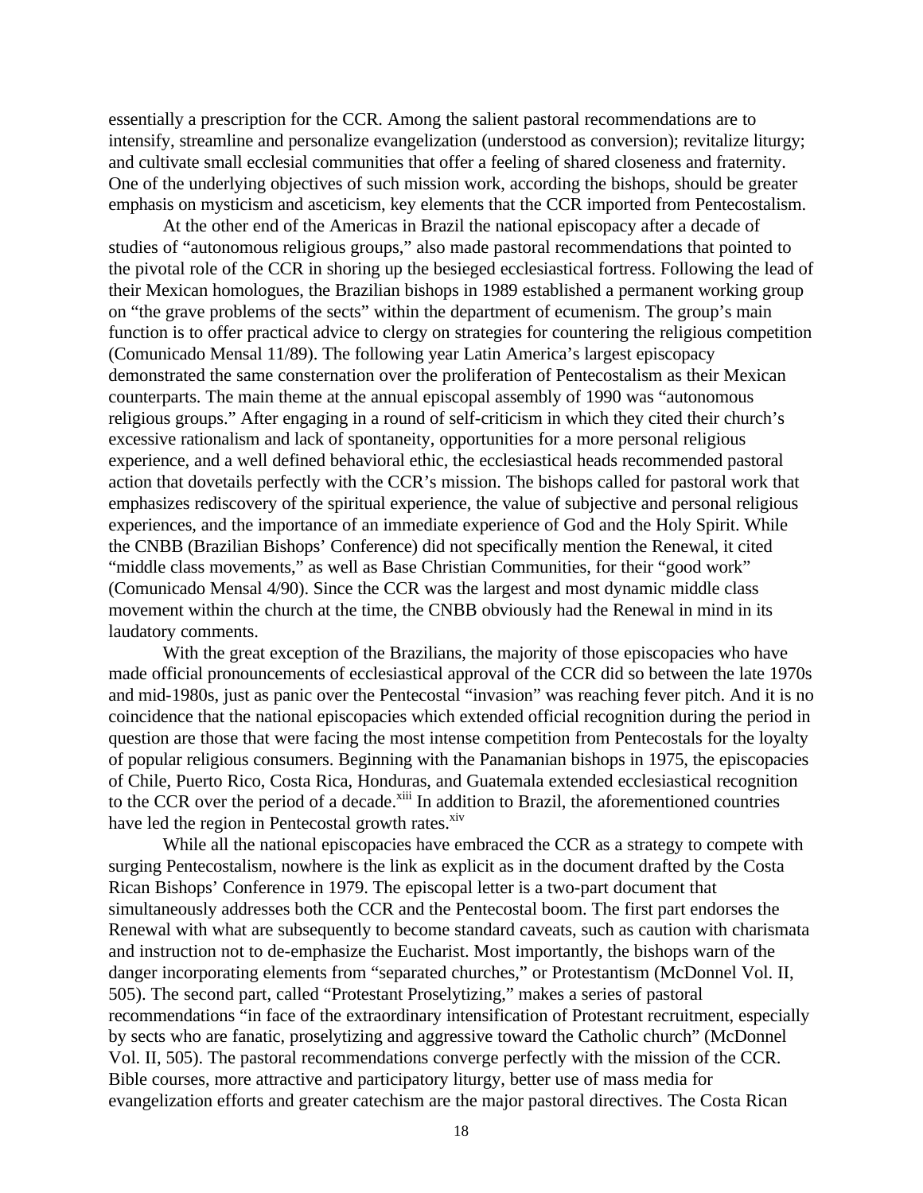essentially a prescription for the CCR. Among the salient pastoral recommendations are to intensify, streamline and personalize evangelization (understood as conversion); revitalize liturgy; and cultivate small ecclesial communities that offer a feeling of shared closeness and fraternity. One of the underlying objectives of such mission work, according the bishops, should be greater emphasis on mysticism and asceticism, key elements that the CCR imported from Pentecostalism.

At the other end of the Americas in Brazil the national episcopacy after a decade of studies of "autonomous religious groups," also made pastoral recommendations that pointed to the pivotal role of the CCR in shoring up the besieged ecclesiastical fortress. Following the lead of their Mexican homologues, the Brazilian bishops in 1989 established a permanent working group on "the grave problems of the sects" within the department of ecumenism. The group's main function is to offer practical advice to clergy on strategies for countering the religious competition (Comunicado Mensal 11/89). The following year Latin America's largest episcopacy demonstrated the same consternation over the proliferation of Pentecostalism as their Mexican counterparts. The main theme at the annual episcopal assembly of 1990 was "autonomous religious groups." After engaging in a round of self-criticism in which they cited their church's excessive rationalism and lack of spontaneity, opportunities for a more personal religious experience, and a well defined behavioral ethic, the ecclesiastical heads recommended pastoral action that dovetails perfectly with the CCR's mission. The bishops called for pastoral work that emphasizes rediscovery of the spiritual experience, the value of subjective and personal religious experiences, and the importance of an immediate experience of God and the Holy Spirit. While the CNBB (Brazilian Bishops' Conference) did not specifically mention the Renewal, it cited "middle class movements," as well as Base Christian Communities, for their "good work" (Comunicado Mensal 4/90). Since the CCR was the largest and most dynamic middle class movement within the church at the time, the CNBB obviously had the Renewal in mind in its laudatory comments.

With the great exception of the Brazilians, the majority of those episcopacies who have made official pronouncements of ecclesiastical approval of the CCR did so between the late 1970s and mid-1980s, just as panic over the Pentecostal "invasion" was reaching fever pitch. And it is no coincidence that the national episcopacies which extended official recognition during the period in question are those that were facing the most intense competition from Pentecostals for the loyalty of popular religious consumers. Beginning with the Panamanian bishops in 1975, the episcopacies of Chile, Puerto Rico, Costa Rica, Honduras, and Guatemala extended ecclesiastical recognition to the CCR over the period of a decade.[xiii] In addition to Brazil, the aforementioned countries have led the region in Pentecostal growth rates.[xiv]

While all the national episcopacies have embraced the CCR as a strategy to compete with surging Pentecostalism, nowhere is the link as explicit as in the document drafted by the Costa Rican Bishops' Conference in 1979. The episcopal letter is a two-part document that simultaneously addresses both the CCR and the Pentecostal boom. The first part endorses the Renewal with what are subsequently to become standard caveats, such as caution with charismata and instruction not to de-emphasize the Eucharist. Most importantly, the bishops warn of the danger incorporating elements from "separated churches," or Protestantism (McDonnel Vol. II, 505). The second part, called "Protestant Proselytizing," makes a series of pastoral recommendations "in face of the extraordinary intensification of Protestant recruitment, especially by sects who are fanatic, proselytizing and aggressive toward the Catholic church" (McDonnel Vol. II, 505). The pastoral recommendations converge perfectly with the mission of the CCR. Bible courses, more attractive and participatory liturgy, better use of mass media for evangelization efforts and greater catechism are the major pastoral directives. The Costa Rican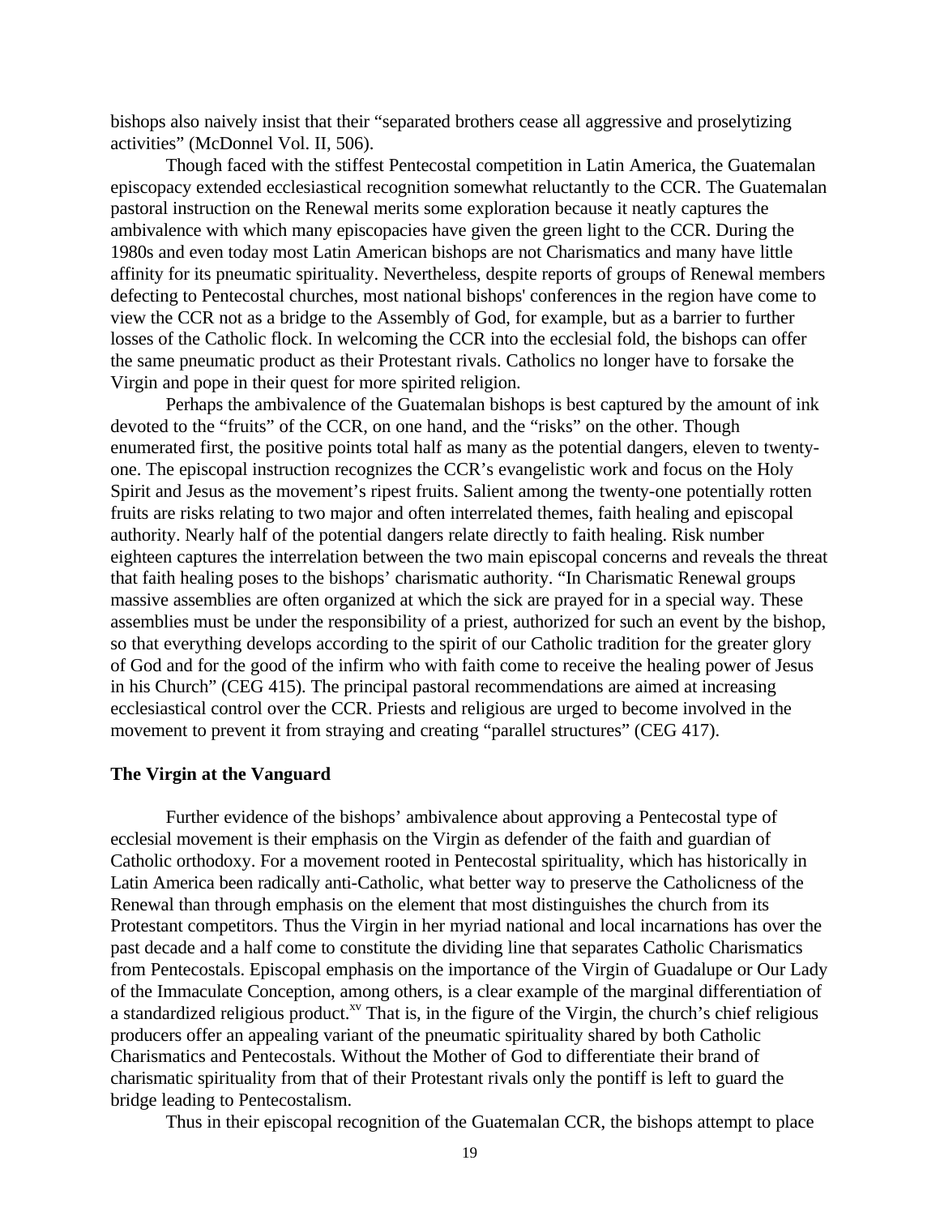bishops also naively insist that their "separated brothers cease all aggressive and proselytizing activities" (McDonnel Vol. II, 506).

Though faced with the stiffest Pentecostal competition in Latin America, the Guatemalan episcopacy extended ecclesiastical recognition somewhat reluctantly to the CCR. The Guatemalan pastoral instruction on the Renewal merits some exploration because it neatly captures the ambivalence with which many episcopacies have given the green light to the CCR. During the 1980s and even today most Latin American bishops are not Charismatics and many have little affinity for its pneumatic spirituality. Nevertheless, despite reports of groups of Renewal members defecting to Pentecostal churches, most national bishops' conferences in the region have come to view the CCR not as a bridge to the Assembly of God, for example, but as a barrier to further losses of the Catholic flock. In welcoming the CCR into the ecclesial fold, the bishops can offer the same pneumatic product as their Protestant rivals. Catholics no longer have to forsake the Virgin and pope in their quest for more spirited religion.

Perhaps the ambivalence of the Guatemalan bishops is best captured by the amount of ink devoted to the "fruits" of the CCR, on one hand, and the "risks" on the other. Though enumerated first, the positive points total half as many as the potential dangers, eleven to twenty-one. The episcopal instruction recognizes the CCR's evangelistic work and focus on the Holy Spirit and Jesus as the movement's ripest fruits. Salient among the twenty-one potentially rotten fruits are risks relating to two major and often interrelated themes, faith healing and episcopal authority. Nearly half of the potential dangers relate directly to faith healing. Risk number eighteen captures the interrelation between the two main episcopal concerns and reveals the threat that faith healing poses to the bishops' charismatic authority. "In Charismatic Renewal groups massive assemblies are often organized at which the sick are prayed for in a special way. These assemblies must be under the responsibility of a priest, authorized for such an event by the bishop, so that everything develops according to the spirit of our Catholic tradition for the greater glory of God and for the good of the infirm who with faith come to receive the healing power of Jesus in his Church" (CEG 415). The principal pastoral recommendations are aimed at increasing ecclesiastical control over the CCR. Priests and religious are urged to become involved in the movement to prevent it from straying and creating "parallel structures" (CEG 417).

## The Virgin at the Vanguard

Further evidence of the bishops' ambivalence about approving a Pentecostal type of ecclesial movement is their emphasis on the Virgin as defender of the faith and guardian of Catholic orthodoxy. For a movement rooted in Pentecostal spirituality, which has historically in Latin America been radically anti-Catholic, what better way to preserve the Catholicness of the Renewal than through emphasis on the element that most distinguishes the church from its Protestant competitors. Thus the Virgin in her myriad national and local incarnations has over the past decade and a half come to constitute the dividing line that separates Catholic Charismatics from Pentecostals. Episcopal emphasis on the importance of the Virgin of Guadalupe or Our Lady of the Immaculate Conception, among others, is a clear example of the marginal differentiation of a standardized religious product.[xv] That is, in the figure of the Virgin, the church's chief religious producers offer an appealing variant of the pneumatic spirituality shared by both Catholic Charismatics and Pentecostals. Without the Mother of God to differentiate their brand of charismatic spirituality from that of their Protestant rivals only the pontiff is left to guard the bridge leading to Pentecostalism.

Thus in their episcopal recognition of the Guatemalan CCR, the bishops attempt to place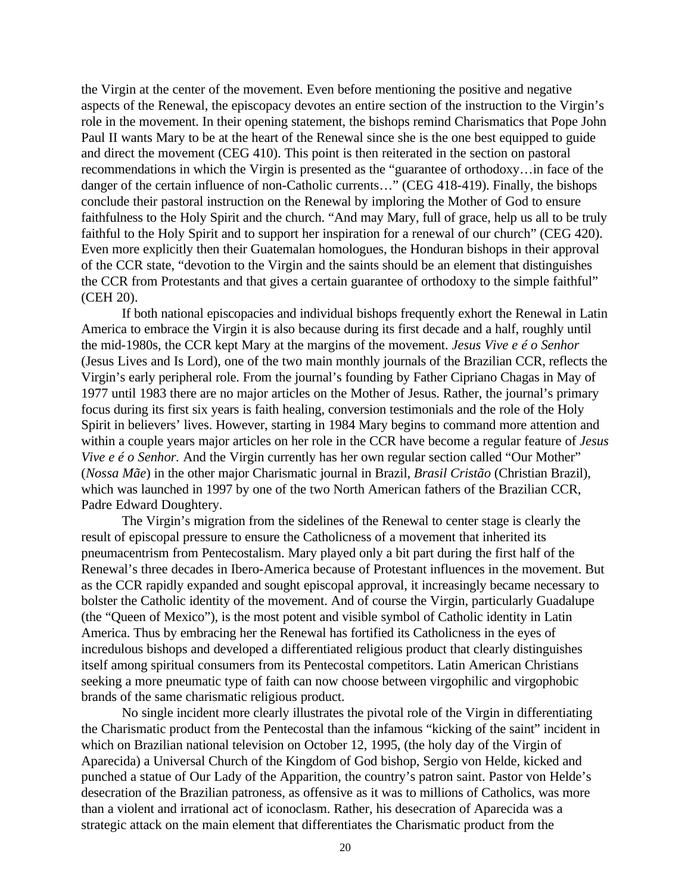the Virgin at the center of the movement. Even before mentioning the positive and negative aspects of the Renewal, the episcopacy devotes an entire section of the instruction to the Virgin's role in the movement. In their opening statement, the bishops remind Charismatics that Pope John Paul II wants Mary to be at the heart of the Renewal since she is the one best equipped to guide and direct the movement (CEG 410). This point is then reiterated in the section on pastoral recommendations in which the Virgin is presented as the "guarantee of orthodoxy…in face of the danger of the certain influence of non-Catholic currents…" (CEG 418-419). Finally, the bishops conclude their pastoral instruction on the Renewal by imploring the Mother of God to ensure faithfulness to the Holy Spirit and the church. "And may Mary, full of grace, help us all to be truly faithful to the Holy Spirit and to support her inspiration for a renewal of our church" (CEG 420). Even more explicitly then their Guatemalan homologues, the Honduran bishops in their approval of the CCR state, "devotion to the Virgin and the saints should be an element that distinguishes the CCR from Protestants and that gives a certain guarantee of orthodoxy to the simple faithful" (CEH 20).

If both national episcopacies and individual bishops frequently exhort the Renewal in Latin America to embrace the Virgin it is also because during its first decade and a half, roughly until the mid-1980s, the CCR kept Mary at the margins of the movement. *Jesus Vive e é o Senhor* (Jesus Lives and Is Lord), one of the two main monthly journals of the Brazilian CCR, reflects the Virgin's early peripheral role. From the journal's founding by Father Cipriano Chagas in May of 1977 until 1983 there are no major articles on the Mother of Jesus. Rather, the journal's primary focus during its first six years is faith healing, conversion testimonials and the role of the Holy Spirit in believers' lives. However, starting in 1984 Mary begins to command more attention and within a couple years major articles on her role in the CCR have become a regular feature of *Jesus Vive e é o Senhor.* And the Virgin currently has her own regular section called "Our Mother" (*Nossa Mãe*) in the other major Charismatic journal in Brazil, *Brasil Cristão* (Christian Brazil), which was launched in 1997 by one of the two North American fathers of the Brazilian CCR, Padre Edward Doughtery.

The Virgin's migration from the sidelines of the Renewal to center stage is clearly the result of episcopal pressure to ensure the Catholicness of a movement that inherited its pneumacentrism from Pentecostalism. Mary played only a bit part during the first half of the Renewal's three decades in Ibero-America because of Protestant influences in the movement. But as the CCR rapidly expanded and sought episcopal approval, it increasingly became necessary to bolster the Catholic identity of the movement. And of course the Virgin, particularly Guadalupe (the "Queen of Mexico"), is the most potent and visible symbol of Catholic identity in Latin America. Thus by embracing her the Renewal has fortified its Catholicness in the eyes of incredulous bishops and developed a differentiated religious product that clearly distinguishes itself among spiritual consumers from its Pentecostal competitors. Latin American Christians seeking a more pneumatic type of faith can now choose between virgophilic and virgophobic brands of the same charismatic religious product.

No single incident more clearly illustrates the pivotal role of the Virgin in differentiating the Charismatic product from the Pentecostal than the infamous "kicking of the saint" incident in which on Brazilian national television on October 12, 1995, (the holy day of the Virgin of Aparecida) a Universal Church of the Kingdom of God bishop, Sergio von Helde, kicked and punched a statue of Our Lady of the Apparition, the country's patron saint. Pastor von Helde's desecration of the Brazilian patroness, as offensive as it was to millions of Catholics, was more than a violent and irrational act of iconoclasm. Rather, his desecration of Aparecida was a strategic attack on the main element that differentiates the Charismatic product from the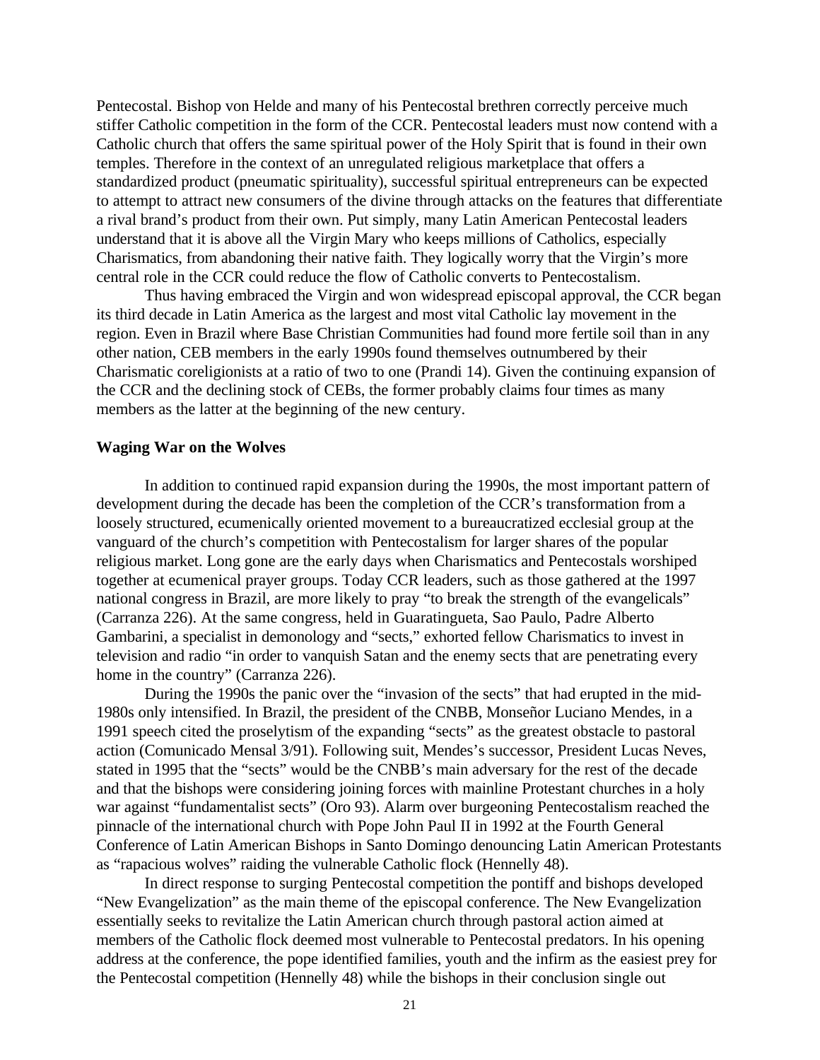Pentecostal. Bishop von Helde and many of his Pentecostal brethren correctly perceive much stiffer Catholic competition in the form of the CCR. Pentecostal leaders must now contend with a Catholic church that offers the same spiritual power of the Holy Spirit that is found in their own temples. Therefore in the context of an unregulated religious marketplace that offers a standardized product (pneumatic spirituality), successful spiritual entrepreneurs can be expected to attempt to attract new consumers of the divine through attacks on the features that differentiate a rival brand's product from their own. Put simply, many Latin American Pentecostal leaders understand that it is above all the Virgin Mary who keeps millions of Catholics, especially Charismatics, from abandoning their native faith. They logically worry that the Virgin's more central role in the CCR could reduce the flow of Catholic converts to Pentecostalism.

Thus having embraced the Virgin and won widespread episcopal approval, the CCR began its third decade in Latin America as the largest and most vital Catholic lay movement in the region. Even in Brazil where Base Christian Communities had found more fertile soil than in any other nation, CEB members in the early 1990s found themselves outnumbered by their Charismatic coreligionists at a ratio of two to one (Prandi 14). Given the continuing expansion of the CCR and the declining stock of CEBs, the former probably claims four times as many members as the latter at the beginning of the new century.

**Waging War on the Wolves**

In addition to continued rapid expansion during the 1990s, the most important pattern of development during the decade has been the completion of the CCR's transformation from a loosely structured, ecumenically oriented movement to a bureaucratized ecclesial group at the vanguard of the church's competition with Pentecostalism for larger shares of the popular religious market. Long gone are the early days when Charismatics and Pentecostals worshiped together at ecumenical prayer groups. Today CCR leaders, such as those gathered at the 1997 national congress in Brazil, are more likely to pray "to break the strength of the evangelicals" (Carranza 226). At the same congress, held in Guaratingueta, Sao Paulo, Padre Alberto Gambarini, a specialist in demonology and "sects," exhorted fellow Charismatics to invest in television and radio "in order to vanquish Satan and the enemy sects that are penetrating every home in the country" (Carranza 226).

During the 1990s the panic over the "invasion of the sects" that had erupted in the mid-1980s only intensified. In Brazil, the president of the CNBB, Monseñor Luciano Mendes, in a 1991 speech cited the proselytism of the expanding "sects" as the greatest obstacle to pastoral action (Comunicado Mensal 3/91). Following suit, Mendes's successor, President Lucas Neves, stated in 1995 that the "sects" would be the CNBB's main adversary for the rest of the decade and that the bishops were considering joining forces with mainline Protestant churches in a holy war against "fundamentalist sects" (Oro 93). Alarm over burgeoning Pentecostalism reached the pinnacle of the international church with Pope John Paul II in 1992 at the Fourth General Conference of Latin American Bishops in Santo Domingo denouncing Latin American Protestants as "rapacious wolves" raiding the vulnerable Catholic flock (Hennelly 48).

In direct response to surging Pentecostal competition the pontiff and bishops developed "New Evangelization" as the main theme of the episcopal conference. The New Evangelization essentially seeks to revitalize the Latin American church through pastoral action aimed at members of the Catholic flock deemed most vulnerable to Pentecostal predators. In his opening address at the conference, the pope identified families, youth and the infirm as the easiest prey for the Pentecostal competition (Hennelly 48) while the bishops in their conclusion single out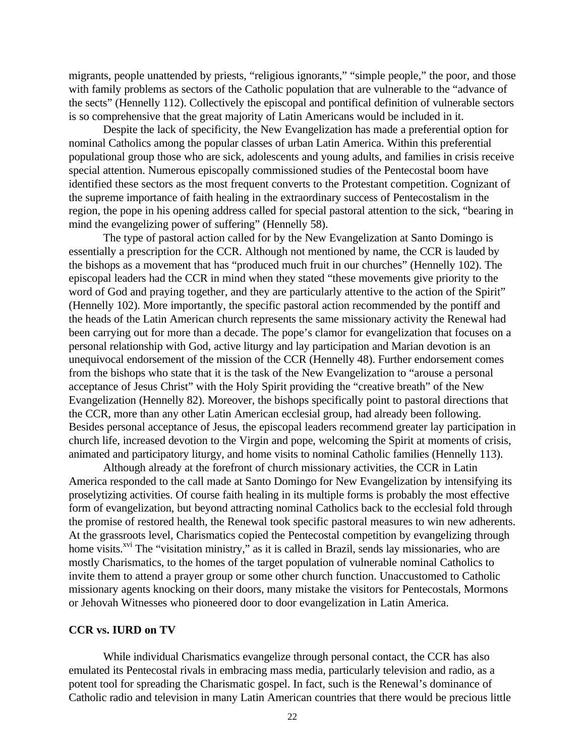migrants, people unattended by priests, "religious ignorants," "simple people," the poor, and those with family problems as sectors of the Catholic population that are vulnerable to the "advance of the sects" (Hennelly 112). Collectively the episcopal and pontifical definition of vulnerable sectors is so comprehensive that the great majority of Latin Americans would be included in it.

Despite the lack of specificity, the New Evangelization has made a preferential option for nominal Catholics among the popular classes of urban Latin America. Within this preferential populational group those who are sick, adolescents and young adults, and families in crisis receive special attention. Numerous episcopally commissioned studies of the Pentecostal boom have identified these sectors as the most frequent converts to the Protestant competition. Cognizant of the supreme importance of faith healing in the extraordinary success of Pentecostalism in the region, the pope in his opening address called for special pastoral attention to the sick, "bearing in mind the evangelizing power of suffering" (Hennelly 58).

The type of pastoral action called for by the New Evangelization at Santo Domingo is essentially a prescription for the CCR. Although not mentioned by name, the CCR is lauded by the bishops as a movement that has "produced much fruit in our churches" (Hennelly 102). The episcopal leaders had the CCR in mind when they stated "these movements give priority to the word of God and praying together, and they are particularly attentive to the action of the Spirit" (Hennelly 102). More importantly, the specific pastoral action recommended by the pontiff and the heads of the Latin American church represents the same missionary activity the Renewal had been carrying out for more than a decade. The pope's clamor for evangelization that focuses on a personal relationship with God, active liturgy and lay participation and Marian devotion is an unequivocal endorsement of the mission of the CCR (Hennelly 48). Further endorsement comes from the bishops who state that it is the task of the New Evangelization to "arouse a personal acceptance of Jesus Christ" with the Holy Spirit providing the "creative breath" of the New Evangelization (Hennelly 82). Moreover, the bishops specifically point to pastoral directions that the CCR, more than any other Latin American ecclesial group, had already been following. Besides personal acceptance of Jesus, the episcopal leaders recommend greater lay participation in church life, increased devotion to the Virgin and pope, welcoming the Spirit at moments of crisis, animated and participatory liturgy, and home visits to nominal Catholic families (Hennelly 113).

Although already at the forefront of church missionary activities, the CCR in Latin America responded to the call made at Santo Domingo for New Evangelization by intensifying its proselytizing activities. Of course faith healing in its multiple forms is probably the most effective form of evangelization, but beyond attracting nominal Catholics back to the ecclesial fold through the promise of restored health, the Renewal took specific pastoral measures to win new adherents. At the grassroots level, Charismatics copied the Pentecostal competition by evangelizing through home visits.[xvi] The "visitation ministry," as it is called in Brazil, sends lay missionaries, who are mostly Charismatics, to the homes of the target population of vulnerable nominal Catholics to invite them to attend a prayer group or some other church function. Unaccustomed to Catholic missionary agents knocking on their doors, many mistake the visitors for Pentecostals, Mormons or Jehovah Witnesses who pioneered door to door evangelization in Latin America.

**CCR vs. IURD on TV**

While individual Charismatics evangelize through personal contact, the CCR has also emulated its Pentecostal rivals in embracing mass media, particularly television and radio, as a potent tool for spreading the Charismatic gospel. In fact, such is the Renewal's dominance of Catholic radio and television in many Latin American countries that there would be precious little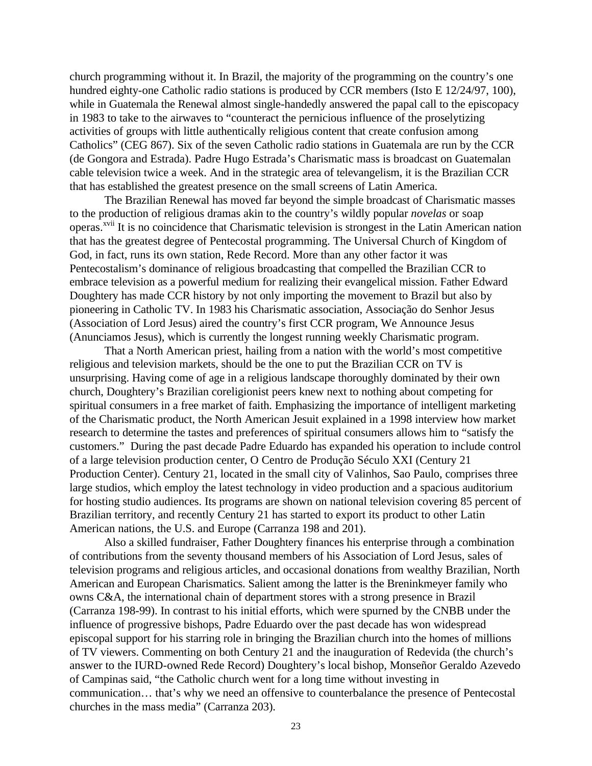church programming without it. In Brazil, the majority of the programming on the country's one hundred eighty-one Catholic radio stations is produced by CCR members (Isto E 12/24/97, 100), while in Guatemala the Renewal almost single-handedly answered the papal call to the episcopacy in 1983 to take to the airwaves to "counteract the pernicious influence of the proselytizing activities of groups with little authentically religious content that create confusion among Catholics" (CEG 867). Six of the seven Catholic radio stations in Guatemala are run by the CCR (de Gongora and Estrada). Padre Hugo Estrada's Charismatic mass is broadcast on Guatemalan cable television twice a week. And in the strategic area of televangelism, it is the Brazilian CCR that has established the greatest presence on the small screens of Latin America.

The Brazilian Renewal has moved far beyond the simple broadcast of Charismatic masses to the production of religious dramas akin to the country's wildly popular *novelas* or soap operas.[xvii] It is no coincidence that Charismatic television is strongest in the Latin American nation that has the greatest degree of Pentecostal programming. The Universal Church of Kingdom of God, in fact, runs its own station, Rede Record. More than any other factor it was Pentecostalism's dominance of religious broadcasting that compelled the Brazilian CCR to embrace television as a powerful medium for realizing their evangelical mission. Father Edward Doughtery has made CCR history by not only importing the movement to Brazil but also by pioneering in Catholic TV. In 1983 his Charismatic association, Associação do Senhor Jesus (Association of Lord Jesus) aired the country's first CCR program, We Announce Jesus (Anunciamos Jesus), which is currently the longest running weekly Charismatic program.

That a North American priest, hailing from a nation with the world's most competitive religious and television markets, should be the one to put the Brazilian CCR on TV is unsurprising. Having come of age in a religious landscape thoroughly dominated by their own church, Doughtery's Brazilian coreligionist peers knew next to nothing about competing for spiritual consumers in a free market of faith. Emphasizing the importance of intelligent marketing of the Charismatic product, the North American Jesuit explained in a 1998 interview how market research to determine the tastes and preferences of spiritual consumers allows him to "satisfy the customers." During the past decade Padre Eduardo has expanded his operation to include control of a large television production center, O Centro de Produção Século XXI (Century 21 Production Center). Century 21, located in the small city of Valinhos, Sao Paulo, comprises three large studios, which employ the latest technology in video production and a spacious auditorium for hosting studio audiences. Its programs are shown on national television covering 85 percent of Brazilian territory, and recently Century 21 has started to export its product to other Latin American nations, the U.S. and Europe (Carranza 198 and 201).

Also a skilled fundraiser, Father Doughtery finances his enterprise through a combination of contributions from the seventy thousand members of his Association of Lord Jesus, sales of television programs and religious articles, and occasional donations from wealthy Brazilian, North American and European Charismatics. Salient among the latter is the Breninkmeyer family who owns C&A, the international chain of department stores with a strong presence in Brazil (Carranza 198-99). In contrast to his initial efforts, which were spurned by the CNBB under the influence of progressive bishops, Padre Eduardo over the past decade has won widespread episcopal support for his starring role in bringing the Brazilian church into the homes of millions of TV viewers. Commenting on both Century 21 and the inauguration of Redevida (the church's answer to the IURD-owned Rede Record) Doughtery's local bishop, Monseñor Geraldo Azevedo of Campinas said, "the Catholic church went for a long time without investing in communication… that's why we need an offensive to counterbalance the presence of Pentecostal churches in the mass media" (Carranza 203).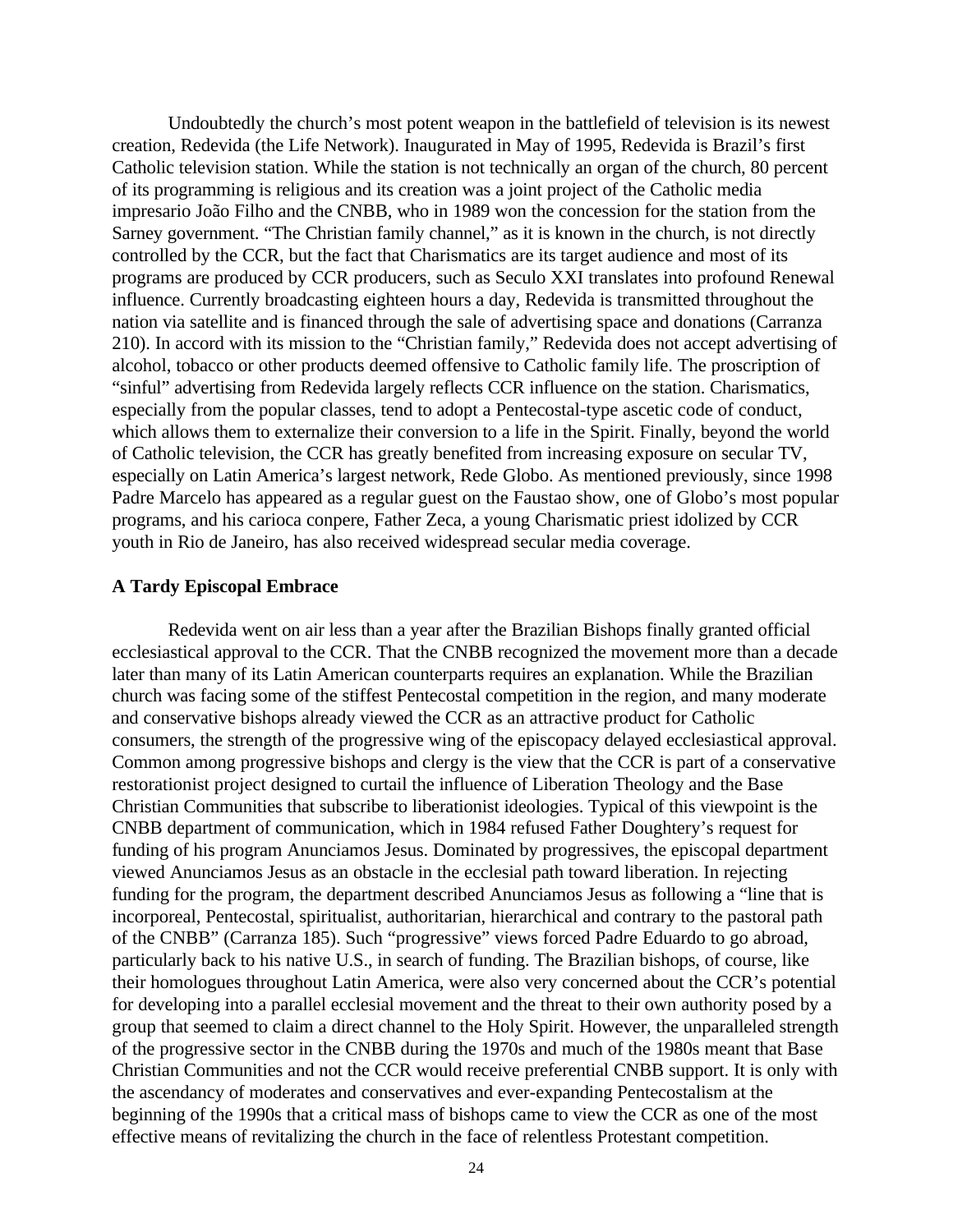Undoubtedly the church's most potent weapon in the battlefield of television is its newest creation, Redevida (the Life Network). Inaugurated in May of 1995, Redevida is Brazil's first Catholic television station. While the station is not technically an organ of the church, 80 percent of its programming is religious and its creation was a joint project of the Catholic media impresario João Filho and the CNBB, who in 1989 won the concession for the station from the Sarney government. "The Christian family channel," as it is known in the church, is not directly controlled by the CCR, but the fact that Charismatics are its target audience and most of its programs are produced by CCR producers, such as Seculo XXI translates into profound Renewal influence. Currently broadcasting eighteen hours a day, Redevida is transmitted throughout the nation via satellite and is financed through the sale of advertising space and donations (Carranza 210). In accord with its mission to the "Christian family," Redevida does not accept advertising of alcohol, tobacco or other products deemed offensive to Catholic family life. The proscription of "sinful" advertising from Redevida largely reflects CCR influence on the station. Charismatics, especially from the popular classes, tend to adopt a Pentecostal-type ascetic code of conduct, which allows them to externalize their conversion to a life in the Spirit. Finally, beyond the world of Catholic television, the CCR has greatly benefited from increasing exposure on secular TV, especially on Latin America's largest network, Rede Globo. As mentioned previously, since 1998 Padre Marcelo has appeared as a regular guest on the Faustao show, one of Globo's most popular programs, and his carioca conpere, Father Zeca, a young Charismatic priest idolized by CCR youth in Rio de Janeiro, has also received widespread secular media coverage.

### A Tardy Episcopal Embrace

Redevida went on air less than a year after the Brazilian Bishops finally granted official ecclesiastical approval to the CCR. That the CNBB recognized the movement more than a decade later than many of its Latin American counterparts requires an explanation. While the Brazilian church was facing some of the stiffest Pentecostal competition in the region, and many moderate and conservative bishops already viewed the CCR as an attractive product for Catholic consumers, the strength of the progressive wing of the episcopacy delayed ecclesiastical approval. Common among progressive bishops and clergy is the view that the CCR is part of a conservative restorationist project designed to curtail the influence of Liberation Theology and the Base Christian Communities that subscribe to liberationist ideologies. Typical of this viewpoint is the CNBB department of communication, which in 1984 refused Father Doughtery's request for funding of his program Anunciamos Jesus. Dominated by progressives, the episcopal department viewed Anunciamos Jesus as an obstacle in the ecclesial path toward liberation. In rejecting funding for the program, the department described Anunciamos Jesus as following a "line that is incorporeal, Pentecostal, spiritualist, authoritarian, hierarchical and contrary to the pastoral path of the CNBB" (Carranza 185). Such "progressive" views forced Padre Eduardo to go abroad, particularly back to his native U.S., in search of funding. The Brazilian bishops, of course, like their homologues throughout Latin America, were also very concerned about the CCR's potential for developing into a parallel ecclesial movement and the threat to their own authority posed by a group that seemed to claim a direct channel to the Holy Spirit. However, the unparalleled strength of the progressive sector in the CNBB during the 1970s and much of the 1980s meant that Base Christian Communities and not the CCR would receive preferential CNBB support. It is only with the ascendancy of moderates and conservatives and ever-expanding Pentecostalism at the beginning of the 1990s that a critical mass of bishops came to view the CCR as one of the most effective means of revitalizing the church in the face of relentless Protestant competition.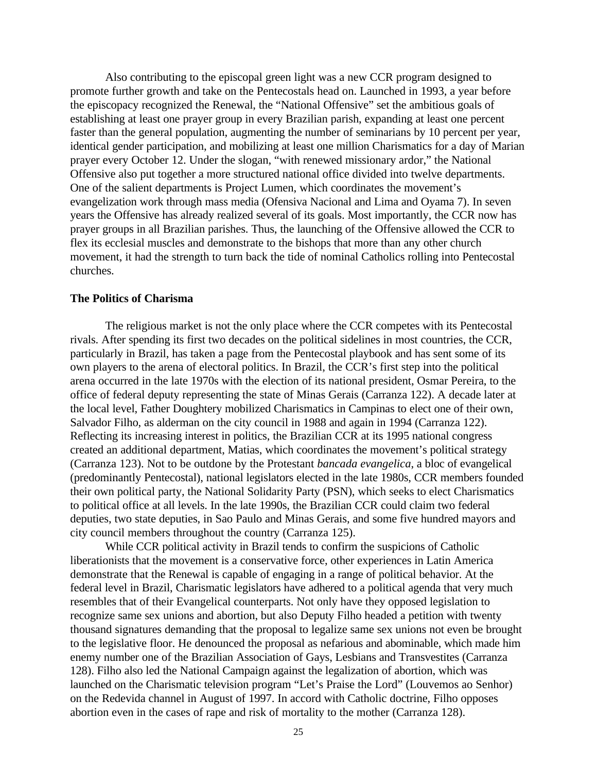Also contributing to the episcopal green light was a new CCR program designed to promote further growth and take on the Pentecostals head on. Launched in 1993, a year before the episcopacy recognized the Renewal, the "National Offensive" set the ambitious goals of establishing at least one prayer group in every Brazilian parish, expanding at least one percent faster than the general population, augmenting the number of seminarians by 10 percent per year, identical gender participation, and mobilizing at least one million Charismatics for a day of Marian prayer every October 12. Under the slogan, "with renewed missionary ardor," the National Offensive also put together a more structured national office divided into twelve departments. One of the salient departments is Project Lumen, which coordinates the movement's evangelization work through mass media (Ofensiva Nacional and Lima and Oyama 7). In seven years the Offensive has already realized several of its goals. Most importantly, the CCR now has prayer groups in all Brazilian parishes. Thus, the launching of the Offensive allowed the CCR to flex its ecclesial muscles and demonstrate to the bishops that more than any other church movement, it had the strength to turn back the tide of nominal Catholics rolling into Pentecostal churches.

**The Politics of Charisma**

The religious market is not the only place where the CCR competes with its Pentecostal rivals. After spending its first two decades on the political sidelines in most countries, the CCR, particularly in Brazil, has taken a page from the Pentecostal playbook and has sent some of its own players to the arena of electoral politics. In Brazil, the CCR's first step into the political arena occurred in the late 1970s with the election of its national president, Osmar Pereira, to the office of federal deputy representing the state of Minas Gerais (Carranza 122). A decade later at the local level, Father Doughtery mobilized Charismatics in Campinas to elect one of their own, Salvador Filho, as alderman on the city council in 1988 and again in 1994 (Carranza 122). Reflecting its increasing interest in politics, the Brazilian CCR at its 1995 national congress created an additional department, Matias, which coordinates the movement's political strategy (Carranza 123). Not to be outdone by the Protestant *bancada evangelica*, a bloc of evangelical (predominantly Pentecostal), national legislators elected in the late 1980s, CCR members founded their own political party, the National Solidarity Party (PSN), which seeks to elect Charismatics to political office at all levels. In the late 1990s, the Brazilian CCR could claim two federal deputies, two state deputies, in Sao Paulo and Minas Gerais, and some five hundred mayors and city council members throughout the country (Carranza 125).

While CCR political activity in Brazil tends to confirm the suspicions of Catholic liberationists that the movement is a conservative force, other experiences in Latin America demonstrate that the Renewal is capable of engaging in a range of political behavior. At the federal level in Brazil, Charismatic legislators have adhered to a political agenda that very much resembles that of their Evangelical counterparts. Not only have they opposed legislation to recognize same sex unions and abortion, but also Deputy Filho headed a petition with twenty thousand signatures demanding that the proposal to legalize same sex unions not even be brought to the legislative floor. He denounced the proposal as nefarious and abominable, which made him enemy number one of the Brazilian Association of Gays, Lesbians and Transvestites (Carranza 128). Filho also led the National Campaign against the legalization of abortion, which was launched on the Charismatic television program "Let's Praise the Lord" (Louvemos ao Senhor) on the Redevida channel in August of 1997. In accord with Catholic doctrine, Filho opposes abortion even in the cases of rape and risk of mortality to the mother (Carranza 128).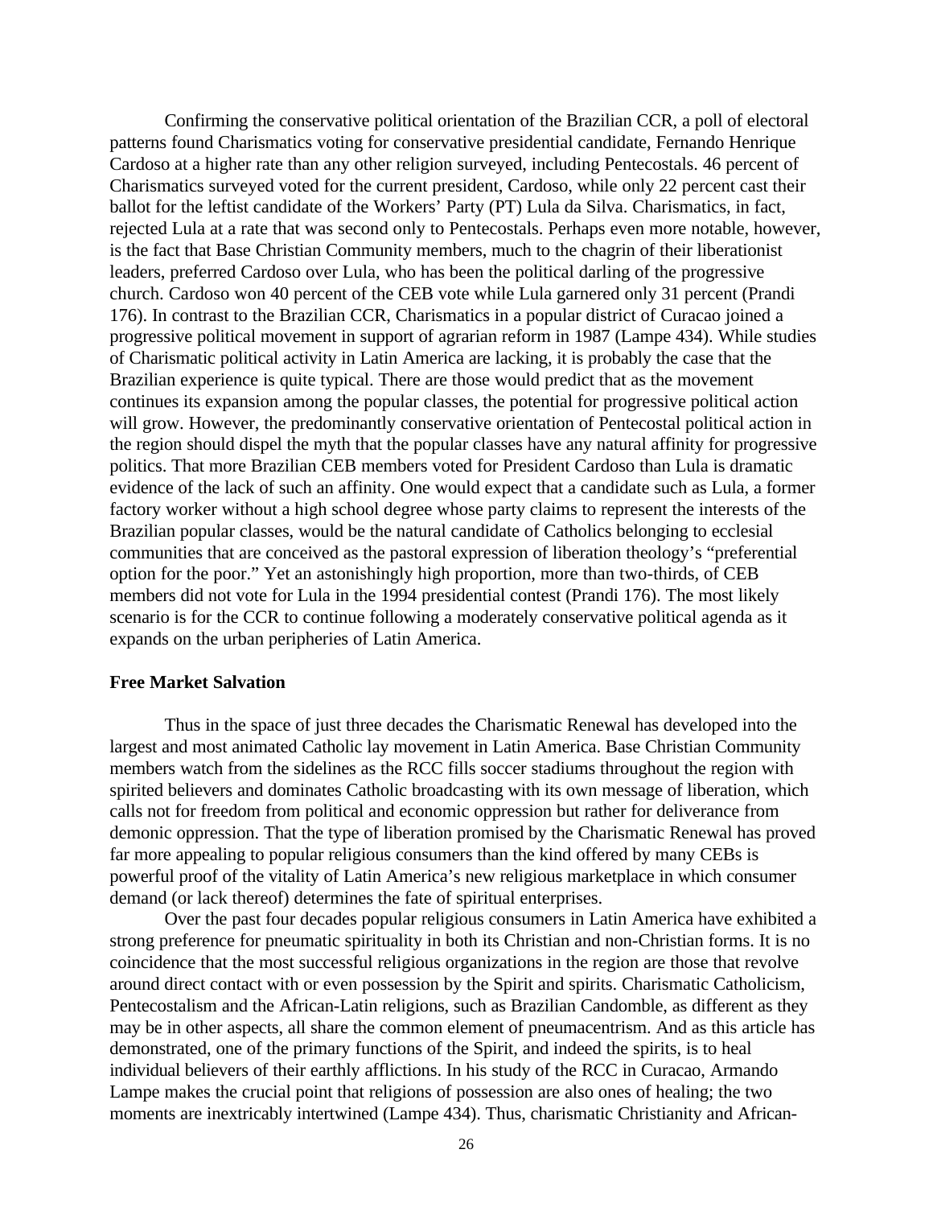Confirming the conservative political orientation of the Brazilian CCR, a poll of electoral patterns found Charismatics voting for conservative presidential candidate, Fernando Henrique Cardoso at a higher rate than any other religion surveyed, including Pentecostals. 46 percent of Charismatics surveyed voted for the current president, Cardoso, while only 22 percent cast their ballot for the leftist candidate of the Workers' Party (PT) Lula da Silva. Charismatics, in fact, rejected Lula at a rate that was second only to Pentecostals. Perhaps even more notable, however, is the fact that Base Christian Community members, much to the chagrin of their liberationist leaders, preferred Cardoso over Lula, who has been the political darling of the progressive church. Cardoso won 40 percent of the CEB vote while Lula garnered only 31 percent (Prandi 176). In contrast to the Brazilian CCR, Charismatics in a popular district of Curacao joined a progressive political movement in support of agrarian reform in 1987 (Lampe 434). While studies of Charismatic political activity in Latin America are lacking, it is probably the case that the Brazilian experience is quite typical. There are those would predict that as the movement continues its expansion among the popular classes, the potential for progressive political action will grow. However, the predominantly conservative orientation of Pentecostal political action in the region should dispel the myth that the popular classes have any natural affinity for progressive politics. That more Brazilian CEB members voted for President Cardoso than Lula is dramatic evidence of the lack of such an affinity. One would expect that a candidate such as Lula, a former factory worker without a high school degree whose party claims to represent the interests of the Brazilian popular classes, would be the natural candidate of Catholics belonging to ecclesial communities that are conceived as the pastoral expression of liberation theology's "preferential option for the poor." Yet an astonishingly high proportion, more than two-thirds, of CEB members did not vote for Lula in the 1994 presidential contest (Prandi 176). The most likely scenario is for the CCR to continue following a moderately conservative political agenda as it expands on the urban peripheries of Latin America.

**Free Market Salvation**

Thus in the space of just three decades the Charismatic Renewal has developed into the largest and most animated Catholic lay movement in Latin America. Base Christian Community members watch from the sidelines as the RCC fills soccer stadiums throughout the region with spirited believers and dominates Catholic broadcasting with its own message of liberation, which calls not for freedom from political and economic oppression but rather for deliverance from demonic oppression. That the type of liberation promised by the Charismatic Renewal has proved far more appealing to popular religious consumers than the kind offered by many CEBs is powerful proof of the vitality of Latin America's new religious marketplace in which consumer demand (or lack thereof) determines the fate of spiritual enterprises.

Over the past four decades popular religious consumers in Latin America have exhibited a strong preference for pneumatic spirituality in both its Christian and non-Christian forms. It is no coincidence that the most successful religious organizations in the region are those that revolve around direct contact with or even possession by the Spirit and spirits. Charismatic Catholicism, Pentecostalism and the African-Latin religions, such as Brazilian Candomble, as different as they may be in other aspects, all share the common element of pneumacentrism. And as this article has demonstrated, one of the primary functions of the Spirit, and indeed the spirits, is to heal individual believers of their earthly afflictions. In his study of the RCC in Curacao, Armando Lampe makes the crucial point that religions of possession are also ones of healing; the two moments are inextricably intertwined (Lampe 434). Thus, charismatic Christianity and African-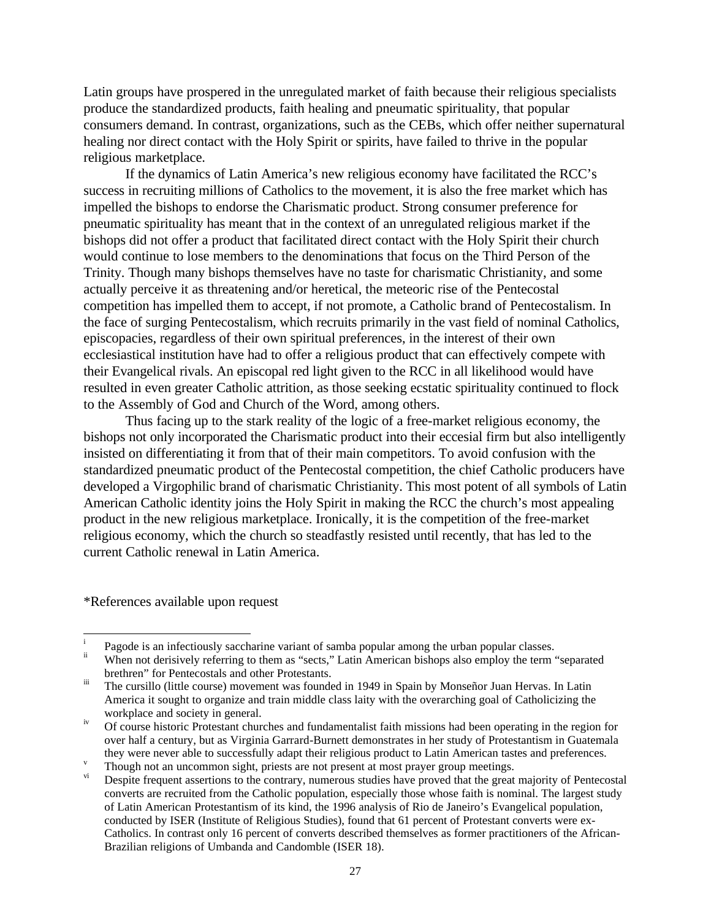Latin groups have prospered in the unregulated market of faith because their religious specialists produce the standardized products, faith healing and pneumatic spirituality, that popular consumers demand. In contrast, organizations, such as the CEBs, which offer neither supernatural healing nor direct contact with the Holy Spirit or spirits, have failed to thrive in the popular religious marketplace.

If the dynamics of Latin America's new religious economy have facilitated the RCC's success in recruiting millions of Catholics to the movement, it is also the free market which has impelled the bishops to endorse the Charismatic product. Strong consumer preference for pneumatic spirituality has meant that in the context of an unregulated religious market if the bishops did not offer a product that facilitated direct contact with the Holy Spirit their church would continue to lose members to the denominations that focus on the Third Person of the Trinity. Though many bishops themselves have no taste for charismatic Christianity, and some actually perceive it as threatening and/or heretical, the meteoric rise of the Pentecostal competition has impelled them to accept, if not promote, a Catholic brand of Pentecostalism. In the face of surging Pentecostalism, which recruits primarily in the vast field of nominal Catholics, episcopacies, regardless of their own spiritual preferences, in the interest of their own ecclesiastical institution have had to offer a religious product that can effectively compete with their Evangelical rivals. An episcopal red light given to the RCC in all likelihood would have resulted in even greater Catholic attrition, as those seeking ecstatic spirituality continued to flock to the Assembly of God and Church of the Word, among others.

Thus facing up to the stark reality of the logic of a free-market religious economy, the bishops not only incorporated the Charismatic product into their eccesial firm but also intelligently insisted on differentiating it from that of their main competitors. To avoid confusion with the standardized pneumatic product of the Pentecostal competition, the chief Catholic producers have developed a Virgophilic brand of charismatic Christianity. This most potent of all symbols of Latin American Catholic identity joins the Holy Spirit in making the RCC the church's most appealing product in the new religious marketplace. Ironically, it is the competition of the free-market religious economy, which the church so steadfastly resisted until recently, that has led to the current Catholic renewal in Latin America.

*References available upon request

---

[i] Pagode is an infectiously saccharine variant of samba popular among the urban popular classes.

[ii] When not derisively referring to them as "sects," Latin American bishops also employ the term "separated brethren" for Pentecostals and other Protestants.

[iii] The cursillo (little course) movement was founded in 1949 in Spain by Monseñor Juan Hervas. In Latin America it sought to organize and train middle class laity with the overarching goal of Catholicizing the workplace and society in general.

[iv] Of course historic Protestant churches and fundamentalist faith missions had been operating in the region for over half a century, but as Virginia Garrard-Burnett demonstrates in her study of Protestantism in Guatemala they were never able to successfully adapt their religious product to Latin American tastes and preferences.

[v] Though not an uncommon sight, priests are not present at most prayer group meetings.

[vi] Despite frequent assertions to the contrary, numerous studies have proved that the great majority of Pentecostal converts are recruited from the Catholic population, especially those whose faith is nominal. The largest study of Latin American Protestantism of its kind, the 1996 analysis of Rio de Janeiro's Evangelical population, conducted by ISER (Institute of Religious Studies), found that 61 percent of Protestant converts were ex-Catholics. In contrast only 16 percent of converts described themselves as former practitioners of the African-Brazilian religions of Umbanda and Candomble (ISER 18).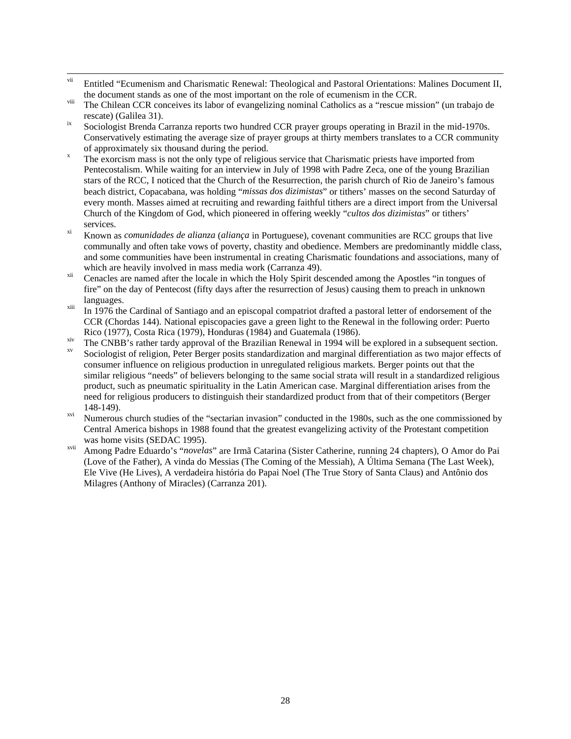[vii] Entitled "Ecumenism and Charismatic Renewal: Theological and Pastoral Orientations: Malines Document II, the document stands as one of the most important on the role of ecumenism in the CCR.

[viii] The Chilean CCR conceives its labor of evangelizing nominal Catholics as a "rescue mission" (un trabajo de rescate) (Galilea 31).

[ix] Sociologist Brenda Carranza reports two hundred CCR prayer groups operating in Brazil in the mid-1970s. Conservatively estimating the average size of prayer groups at thirty members translates to a CCR community of approximately six thousand during the period.

[x] The exorcism mass is not the only type of religious service that Charismatic priests have imported from Pentecostalism. While waiting for an interview in July of 1998 with Padre Zeca, one of the young Brazilian stars of the RCC, I noticed that the Church of the Resurrection, the parish church of Rio de Janeiro's famous beach district, Copacabana, was holding "*missas dos dizimistas*" or tithers' masses on the second Saturday of every month. Masses aimed at recruiting and rewarding faithful tithers are a direct import from the Universal Church of the Kingdom of God, which pioneered in offering weekly "*cultos dos dizimistas*" or tithers' services.

[xi] Known as *comunidades de alianza* (*aliança* in Portuguese), covenant communities are RCC groups that live communally and often take vows of poverty, chastity and obedience. Members are predominantly middle class, and some communities have been instrumental in creating Charismatic foundations and associations, many of which are heavily involved in mass media work (Carranza 49).

[xii] Cenacles are named after the locale in which the Holy Spirit descended among the Apostles "in tongues of fire" on the day of Pentecost (fifty days after the resurrection of Jesus) causing them to preach in unknown languages.

[xiii] In 1976 the Cardinal of Santiago and an episcopal compatriot drafted a pastoral letter of endorsement of the CCR (Chordas 144). National episcopacies gave a green light to the Renewal in the following order: Puerto Rico (1977), Costa Rica (1979), Honduras (1984) and Guatemala (1986).

[xiv] The CNBB's rather tardy approval of the Brazilian Renewal in 1994 will be explored in a subsequent section.

[xv] Sociologist of religion, Peter Berger posits standardization and marginal differentiation as two major effects of consumer influence on religious production in unregulated religious markets. Berger points out that the similar religious "needs" of believers belonging to the same social strata will result in a standardized religious product, such as pneumatic spirituality in the Latin American case. Marginal differentiation arises from the need for religious producers to distinguish their standardized product from that of their competitors (Berger 148-149).

[xvi] Numerous church studies of the "sectarian invasion" conducted in the 1980s, such as the one commissioned by Central America bishops in 1988 found that the greatest evangelizing activity of the Protestant competition was home visits (SEDAC 1995).

[xvii] Among Padre Eduardo's "*novelas*" are Irmã Catarina (Sister Catherine, running 24 chapters), O Amor do Pai (Love of the Father), A vinda do Messias (The Coming of the Messiah), A Última Semana (The Last Week), Ele Vive (He Lives), A verdadeira história do Papai Noel (The True Story of Santa Claus) and Antônio dos Milagres (Anthony of Miracles) (Carranza 201).